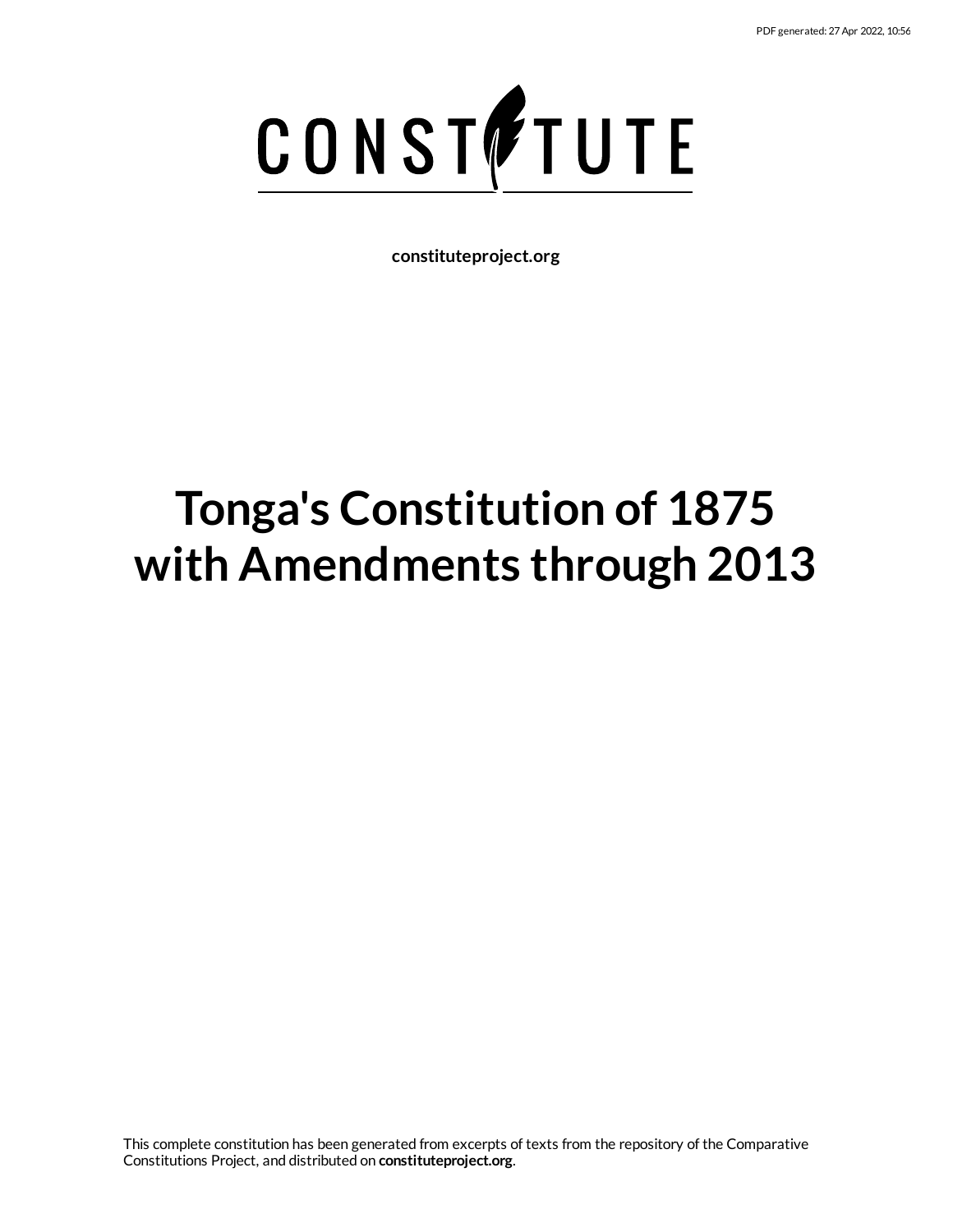PDF generated: 27 Apr 2022, 10:56

CONSTITUTE

**constituteproject.org**

# Tonga's Constitution of 1875 with Amendments through 2013

This complete constitution has been generated from excerpts of texts from the repository of the Comparative Constitutions Project, and distributed on **constituteproject.org**.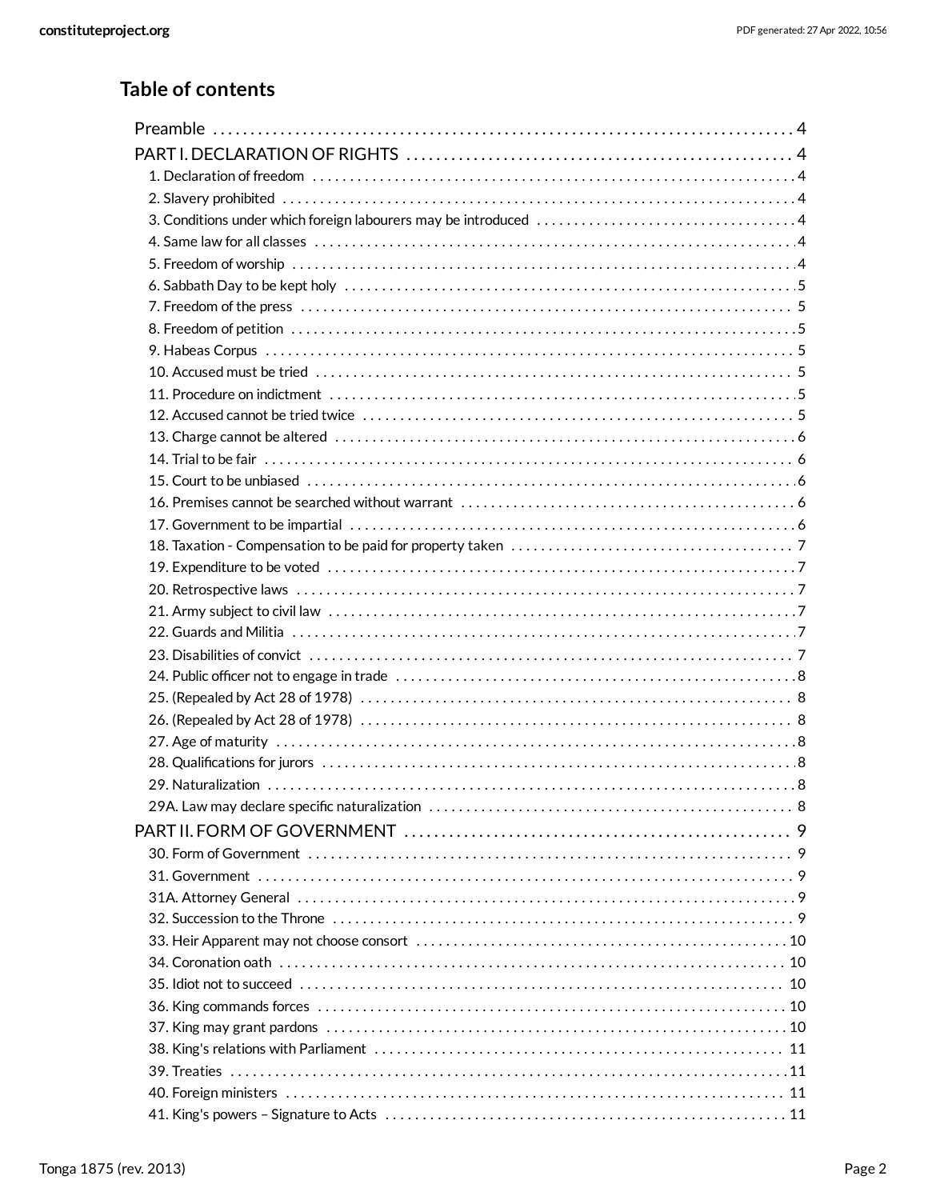## Table of contents

- Preamble . . . . . 4
- PART I. DECLARATION OF RIGHTS . . . . . 4
  - 1. Declaration of freedom . . . . . 4
  - 2. Slavery prohibited . . . . . 4
  - 3. Conditions under which foreign labourers may be introduced . . . . . 4
  - 4. Same law for all classes . . . . . 4
  - 5. Freedom of worship . . . . . 4
  - 6. Sabbath Day to be kept holy . . . . . 5
  - 7. Freedom of the press . . . . . 5
  - 8. Freedom of petition . . . . . 5
  - 9. Habeas Corpus . . . . . 5
  - 10. Accused must be tried . . . . . 5
  - 11. Procedure on indictment . . . . . 5
  - 12. Accused cannot be tried twice . . . . . 5
  - 13. Charge cannot be altered . . . . . 6
  - 14. Trial to be fair . . . . . 6
  - 15. Court to be unbiased . . . . . 6
  - 16. Premises cannot be searched without warrant . . . . . 6
  - 17. Government to be impartial . . . . . 6
  - 18. Taxation - Compensation to be paid for property taken . . . . . 7
  - 19. Expenditure to be voted . . . . . 7
  - 20. Retrospective laws . . . . . 7
  - 21. Army subject to civil law . . . . . 7
  - 22. Guards and Militia . . . . . 7
  - 23. Disabilities of convict . . . . . 7
  - 24. Public officer not to engage in trade . . . . . 8
  - 25. (Repealed by Act 28 of 1978) . . . . . 8
  - 26. (Repealed by Act 28 of 1978) . . . . . 8
  - 27. Age of maturity . . . . . 8
  - 28. Qualifications for jurors . . . . . 8
  - 29. Naturalization . . . . . 8
  - 29A. Law may declare specific naturalization . . . . . 8
- PART II. FORM OF GOVERNMENT . . . . . 9
  - 30. Form of Government . . . . . 9
  - 31. Government . . . . . 9
  - 31A. Attorney General . . . . . 9
  - 32. Succession to the Throne . . . . . 9
  - 33. Heir Apparent may not choose consort . . . . . 10
  - 34. Coronation oath . . . . . 10
  - 35. Idiot not to succeed . . . . . 10
  - 36. King commands forces . . . . . 10
  - 37. King may grant pardons . . . . . 10
  - 38. King's relations with Parliament . . . . . 11
  - 39. Treaties . . . . . 11
  - 40. Foreign ministers . . . . . 11
  - 41. King's powers – Signature to Acts . . . . . 11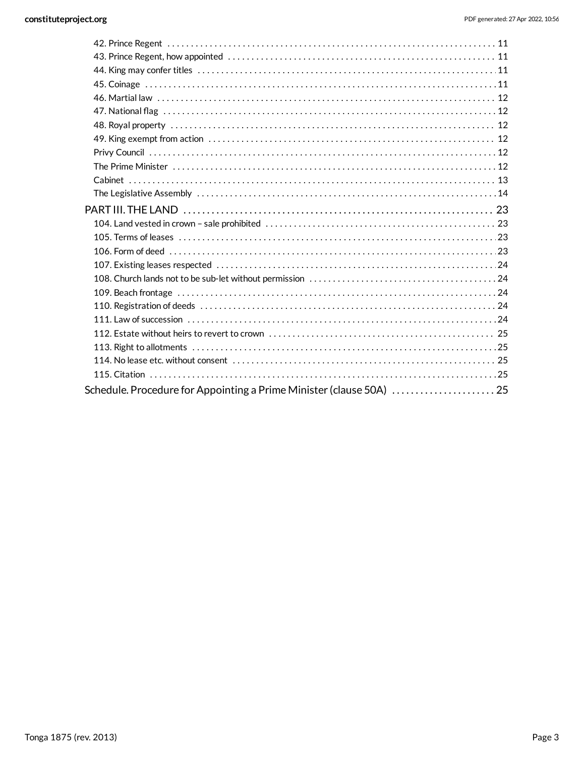42. Prince Regent . . . . . . . . . . . . . . . . . . . . . . . . . . . . . . . . . . . . . . . . . . . . . . . . . . . . . . . . . . . . . . . . . . . . . . . . 11
43. Prince Regent, how appointed . . . . . . . . . . . . . . . . . . . . . . . . . . . . . . . . . . . . . . . . . . . . . . . . . . . . . . . . 11
44. King may confer titles . . . . . . . . . . . . . . . . . . . . . . . . . . . . . . . . . . . . . . . . . . . . . . . . . . . . . . . . . . . . . . 11
45. Coinage . . . . . . . . . . . . . . . . . . . . . . . . . . . . . . . . . . . . . . . . . . . . . . . . . . . . . . . . . . . . . . . . . . . . . . . . . . 11
46. Martial law . . . . . . . . . . . . . . . . . . . . . . . . . . . . . . . . . . . . . . . . . . . . . . . . . . . . . . . . . . . . . . . . . . . . . . . 12
47. National flag . . . . . . . . . . . . . . . . . . . . . . . . . . . . . . . . . . . . . . . . . . . . . . . . . . . . . . . . . . . . . . . . . . . . . 12
48. Royal property . . . . . . . . . . . . . . . . . . . . . . . . . . . . . . . . . . . . . . . . . . . . . . . . . . . . . . . . . . . . . . . . . . . . 12
49. King exempt from action . . . . . . . . . . . . . . . . . . . . . . . . . . . . . . . . . . . . . . . . . . . . . . . . . . . . . . . . . . . . 12
Privy Council . . . . . . . . . . . . . . . . . . . . . . . . . . . . . . . . . . . . . . . . . . . . . . . . . . . . . . . . . . . . . . . . . . . . . . . . 12
The Prime Minister . . . . . . . . . . . . . . . . . . . . . . . . . . . . . . . . . . . . . . . . . . . . . . . . . . . . . . . . . . . . . . . . . . . 12
Cabinet . . . . . . . . . . . . . . . . . . . . . . . . . . . . . . . . . . . . . . . . . . . . . . . . . . . . . . . . . . . . . . . . . . . . . . . . . . . . . 13
The Legislative Assembly . . . . . . . . . . . . . . . . . . . . . . . . . . . . . . . . . . . . . . . . . . . . . . . . . . . . . . . . . . . . . . 14

PART III. THE LAND . . . . . . . . . . . . . . . . . . . . . . . . . . . . . . . . . . . . . . . . . . . . . . . . . . . . . . . . . . . . . . . . . 23

104. Land vested in crown – sale prohibited . . . . . . . . . . . . . . . . . . . . . . . . . . . . . . . . . . . . . . . . . . . . . . . 23
105. Terms of leases . . . . . . . . . . . . . . . . . . . . . . . . . . . . . . . . . . . . . . . . . . . . . . . . . . . . . . . . . . . . . . . . . . . 23
106. Form of deed . . . . . . . . . . . . . . . . . . . . . . . . . . . . . . . . . . . . . . . . . . . . . . . . . . . . . . . . . . . . . . . . . . . . . 23
107. Existing leases respected . . . . . . . . . . . . . . . . . . . . . . . . . . . . . . . . . . . . . . . . . . . . . . . . . . . . . . . . . . . 24
108. Church lands not to be sub-let without permission . . . . . . . . . . . . . . . . . . . . . . . . . . . . . . . . . . . . . 24
109. Beach frontage . . . . . . . . . . . . . . . . . . . . . . . . . . . . . . . . . . . . . . . . . . . . . . . . . . . . . . . . . . . . . . . . . . . . 24
110. Registration of deeds . . . . . . . . . . . . . . . . . . . . . . . . . . . . . . . . . . . . . . . . . . . . . . . . . . . . . . . . . . . . . . 24
111. Law of succession . . . . . . . . . . . . . . . . . . . . . . . . . . . . . . . . . . . . . . . . . . . . . . . . . . . . . . . . . . . . . . . . . 24
112. Estate without heirs to revert to crown . . . . . . . . . . . . . . . . . . . . . . . . . . . . . . . . . . . . . . . . . . . . . . . 25
113. Right to allotments . . . . . . . . . . . . . . . . . . . . . . . . . . . . . . . . . . . . . . . . . . . . . . . . . . . . . . . . . . . . . . . . 25
114. No lease etc. without consent . . . . . . . . . . . . . . . . . . . . . . . . . . . . . . . . . . . . . . . . . . . . . . . . . . . . . . 25
115. Citation . . . . . . . . . . . . . . . . . . . . . . . . . . . . . . . . . . . . . . . . . . . . . . . . . . . . . . . . . . . . . . . . . . . . . . . . . 25

Schedule. Procedure for Appointing a Prime Minister (clause 50A) . . . . . . . . . . . . . . . . . . . . . . 25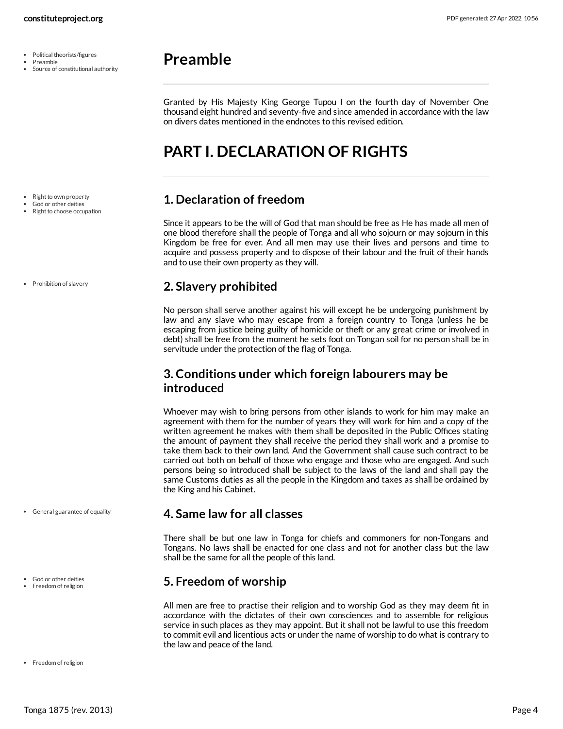# Preamble

Granted by His Majesty King George Tupou I on the fourth day of November One thousand eight hundred and seventy-five and since amended in accordance with the law on divers dates mentioned in the endnotes to this revised edition.

# PART I. DECLARATION OF RIGHTS

## 1. Declaration of freedom

Since it appears to be the will of God that man should be free as He has made all men of one blood therefore shall the people of Tonga and all who sojourn or may sojourn in this Kingdom be free for ever. And all men may use their lives and persons and time to acquire and possess property and to dispose of their labour and the fruit of their hands and to use their own property as they will.

## 2. Slavery prohibited

No person shall serve another against his will except he be undergoing punishment by law and any slave who may escape from a foreign country to Tonga (unless he be escaping from justice being guilty of homicide or theft or any great crime or involved in debt) shall be free from the moment he sets foot on Tongan soil for no person shall be in servitude under the protection of the flag of Tonga.

## 3. Conditions under which foreign labourers may be introduced

Whoever may wish to bring persons from other islands to work for him may make an agreement with them for the number of years they will work for him and a copy of the written agreement he makes with them shall be deposited in the Public Offices stating the amount of payment they shall receive the period they shall work and a promise to take them back to their own land. And the Government shall cause such contract to be carried out both on behalf of those who engage and those who are engaged. And such persons being so introduced shall be subject to the laws of the land and shall pay the same Customs duties as all the people in the Kingdom and taxes as shall be ordained by the King and his Cabinet.

## 4. Same law for all classes

There shall be but one law in Tonga for chiefs and commoners for non-Tongans and Tongans. No laws shall be enacted for one class and not for another class but the law shall be the same for all the people of this land.

## 5. Freedom of worship

All men are free to practise their religion and to worship God as they may deem fit in accordance with the dictates of their own consciences and to assemble for religious service in such places as they may appoint. But it shall not be lawful to use this freedom to commit evil and licentious acts or under the name of worship to do what is contrary to the law and peace of the land.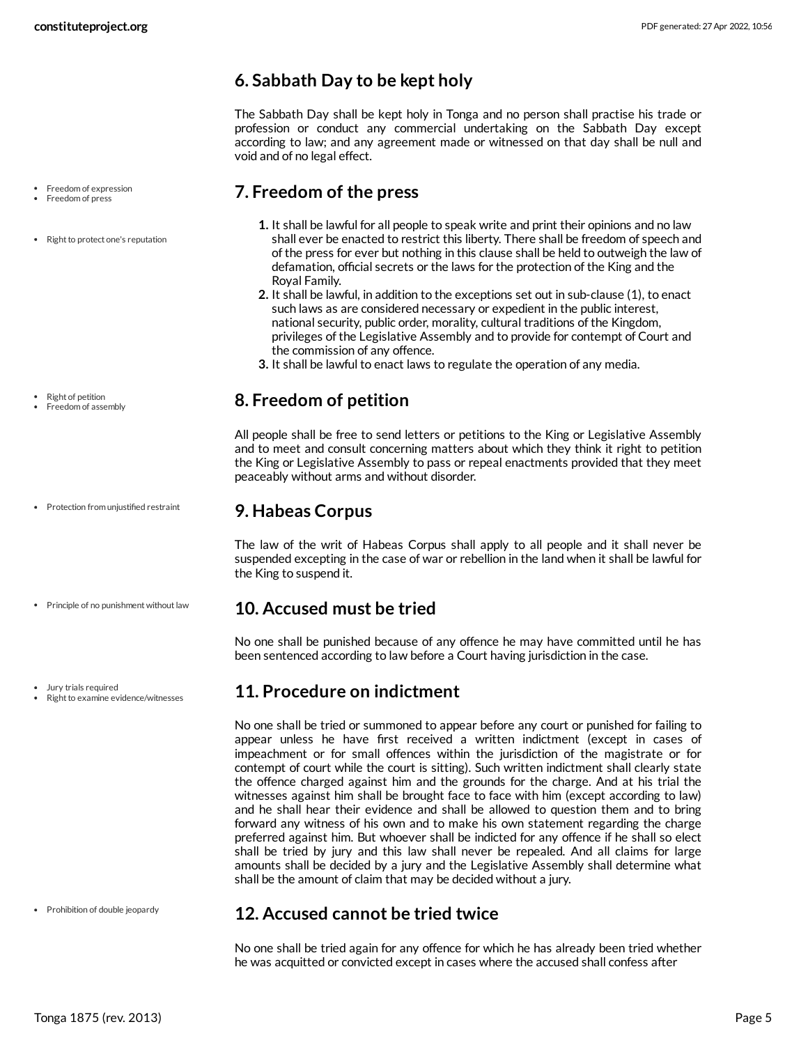## 6. Sabbath Day to be kept holy

The Sabbath Day shall be kept holy in Tonga and no person shall practise his trade or profession or conduct any commercial undertaking on the Sabbath Day except according to law; and any agreement made or witnessed on that day shall be null and void and of no legal effect.

- Freedom of expression
- Freedom of press

## 7. Freedom of the press

- Right to protect one's reputation

1. It shall be lawful for all people to speak write and print their opinions and no law shall ever be enacted to restrict this liberty. There shall be freedom of speech and of the press for ever but nothing in this clause shall be held to outweigh the law of defamation, official secrets or the laws for the protection of the King and the Royal Family.
2. It shall be lawful, in addition to the exceptions set out in sub-clause (1), to enact such laws as are considered necessary or expedient in the public interest, national security, public order, morality, cultural traditions of the Kingdom, privileges of the Legislative Assembly and to provide for contempt of Court and the commission of any offence.
3. It shall be lawful to enact laws to regulate the operation of any media.

- Right of petition
- Freedom of assembly

## 8. Freedom of petition

All people shall be free to send letters or petitions to the King or Legislative Assembly and to meet and consult concerning matters about which they think it right to petition the King or Legislative Assembly to pass or repeal enactments provided that they meet peaceably without arms and without disorder.

- Protection from unjustified restraint

## 9. Habeas Corpus

The law of the writ of Habeas Corpus shall apply to all people and it shall never be suspended excepting in the case of war or rebellion in the land when it shall be lawful for the King to suspend it.

- Principle of no punishment without law

## 10. Accused must be tried

No one shall be punished because of any offence he may have committed until he has been sentenced according to law before a Court having jurisdiction in the case.

- Jury trials required
- Right to examine evidence/witnesses

## 11. Procedure on indictment

No one shall be tried or summoned to appear before any court or punished for failing to appear unless he have first received a written indictment (except in cases of impeachment or for small offences within the jurisdiction of the magistrate or for contempt of court while the court is sitting). Such written indictment shall clearly state the offence charged against him and the grounds for the charge. And at his trial the witnesses against him shall be brought face to face with him (except according to law) and he shall hear their evidence and shall be allowed to question them and to bring forward any witness of his own and to make his own statement regarding the charge preferred against him. But whoever shall be indicted for any offence if he shall so elect shall be tried by jury and this law shall never be repealed. And all claims for large amounts shall be decided by a jury and the Legislative Assembly shall determine what shall be the amount of claim that may be decided without a jury.

- Prohibition of double jeopardy

## 12. Accused cannot be tried twice

No one shall be tried again for any offence for which he has already been tried whether he was acquitted or convicted except in cases where the accused shall confess after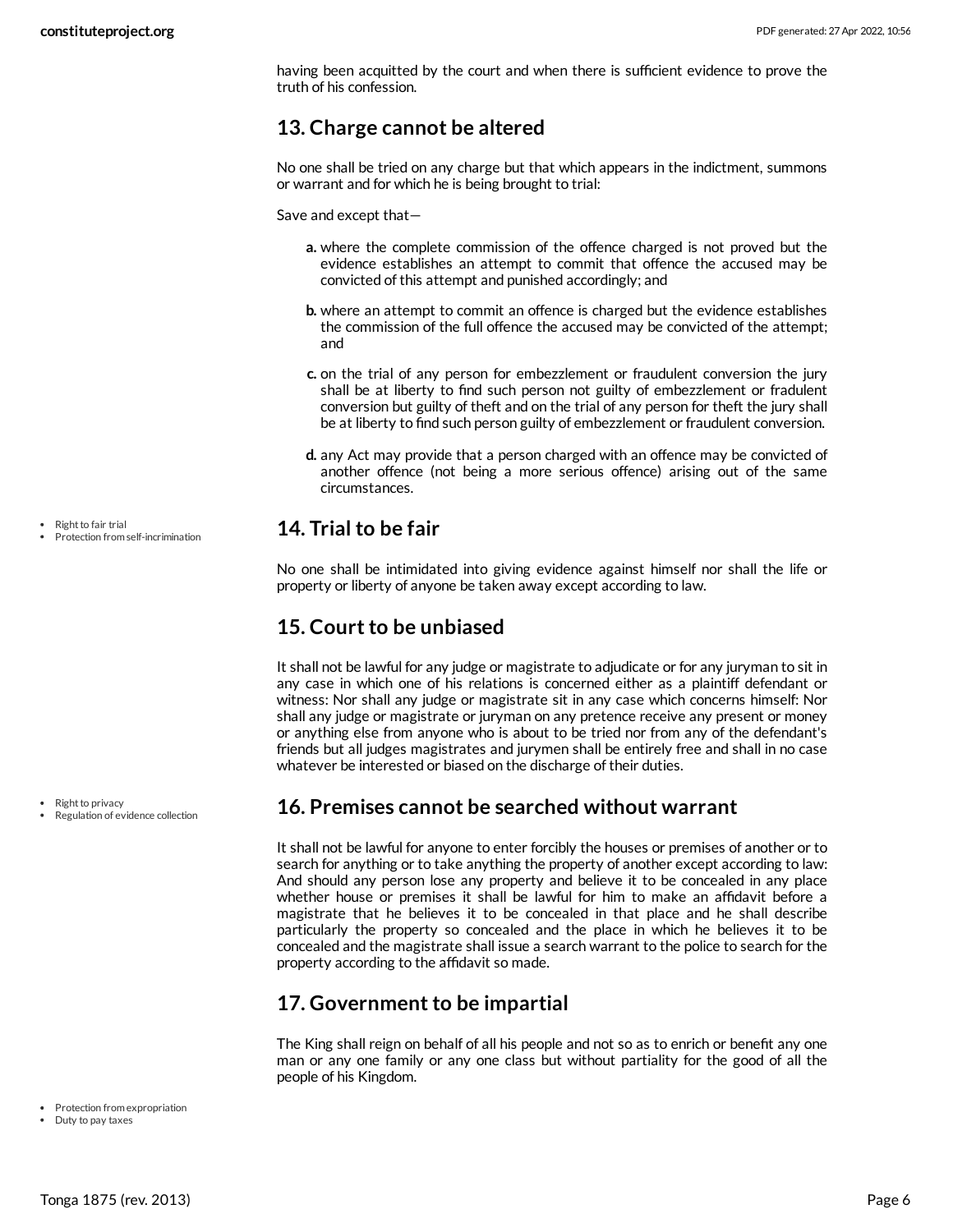having been acquitted by the court and when there is sufficient evidence to prove the truth of his confession.

## 13. Charge cannot be altered

No one shall be tried on any charge but that which appears in the indictment, summons or warrant and for which he is being brought to trial:

Save and except that—

- **a.** where the complete commission of the offence charged is not proved but the evidence establishes an attempt to commit that offence the accused may be convicted of this attempt and punished accordingly; and
- **b.** where an attempt to commit an offence is charged but the evidence establishes the commission of the full offence the accused may be convicted of the attempt; and
- **c.** on the trial of any person for embezzlement or fraudulent conversion the jury shall be at liberty to find such person not guilty of embezzlement or fradulent conversion but guilty of theft and on the trial of any person for theft the jury shall be at liberty to find such person guilty of embezzlement or fraudulent conversion.
- **d.** any Act may provide that a person charged with an offence may be convicted of another offence (not being a more serious offence) arising out of the same circumstances.

- Right to fair trial
- Protection from self-incrimination

## 14. Trial to be fair

No one shall be intimidated into giving evidence against himself nor shall the life or property or liberty of anyone be taken away except according to law.

## 15. Court to be unbiased

It shall not be lawful for any judge or magistrate to adjudicate or for any juryman to sit in any case in which one of his relations is concerned either as a plaintiff defendant or witness: Nor shall any judge or magistrate sit in any case which concerns himself: Nor shall any judge or magistrate or juryman on any pretence receive any present or money or anything else from anyone who is about to be tried nor from any of the defendant's friends but all judges magistrates and jurymen shall be entirely free and shall in no case whatever be interested or biased on the discharge of their duties.

- Right to privacy
- Regulation of evidence collection

## 16. Premises cannot be searched without warrant

It shall not be lawful for anyone to enter forcibly the houses or premises of another or to search for anything or to take anything the property of another except according to law: And should any person lose any property and believe it to be concealed in any place whether house or premises it shall be lawful for him to make an affidavit before a magistrate that he believes it to be concealed in that place and he shall describe particularly the property so concealed and the place in which he believes it to be concealed and the magistrate shall issue a search warrant to the police to search for the property according to the affidavit so made.

## 17. Government to be impartial

The King shall reign on behalf of all his people and not so as to enrich or benefit any one man or any one family or any one class but without partiality for the good of all the people of his Kingdom.

- Protection from expropriation
- Duty to pay taxes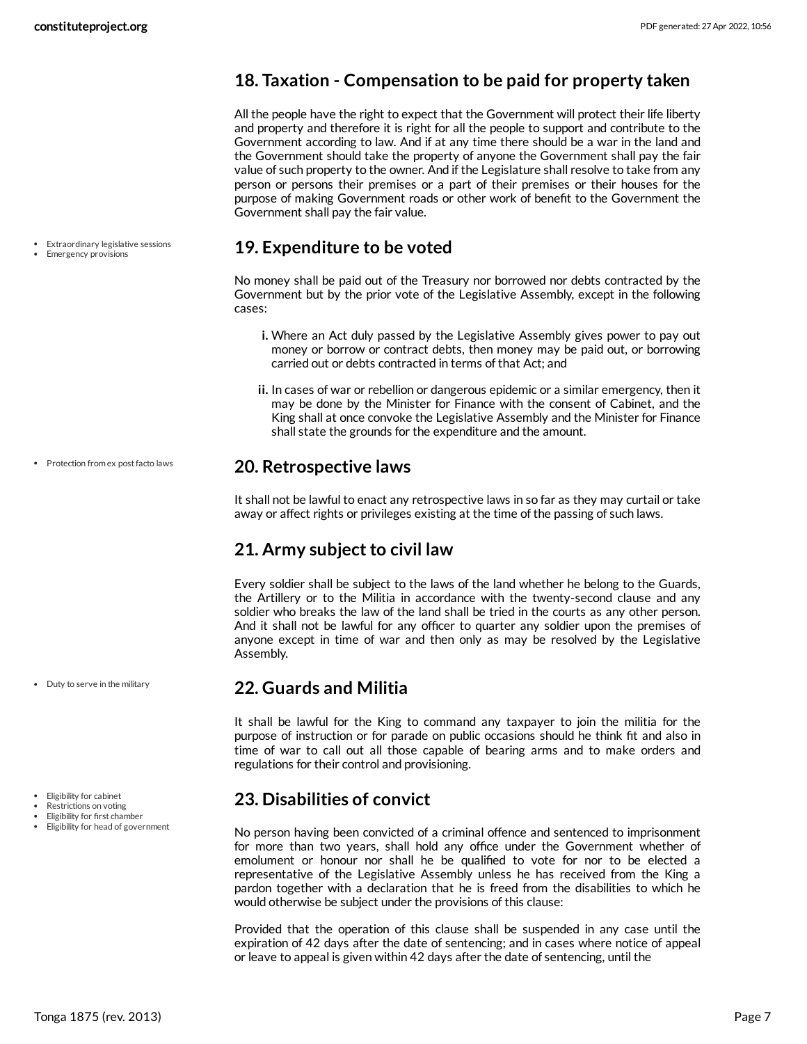## 18. Taxation - Compensation to be paid for property taken

All the people have the right to expect that the Government will protect their life liberty and property and therefore it is right for all the people to support and contribute to the Government according to law. And if at any time there should be a war in the land and the Government should take the property of anyone the Government shall pay the fair value of such property to the owner. And if the Legislature shall resolve to take from any person or persons their premises or a part of their premises or their houses for the purpose of making Government roads or other work of benefit to the Government the Government shall pay the fair value.

- Extraordinary legislative sessions
- Emergency provisions

## 19. Expenditure to be voted

No money shall be paid out of the Treasury nor borrowed nor debts contracted by the Government but by the prior vote of the Legislative Assembly, except in the following cases:

- **i.** Where an Act duly passed by the Legislative Assembly gives power to pay out money or borrow or contract debts, then money may be paid out, or borrowing carried out or debts contracted in terms of that Act; and
- **ii.** In cases of war or rebellion or dangerous epidemic or a similar emergency, then it may be done by the Minister for Finance with the consent of Cabinet, and the King shall at once convoke the Legislative Assembly and the Minister for Finance shall state the grounds for the expenditure and the amount.

- Protection from ex post facto laws

## 20. Retrospective laws

It shall not be lawful to enact any retrospective laws in so far as they may curtail or take away or affect rights or privileges existing at the time of the passing of such laws.

## 21. Army subject to civil law

Every soldier shall be subject to the laws of the land whether he belong to the Guards, the Artillery or to the Militia in accordance with the twenty-second clause and any soldier who breaks the law of the land shall be tried in the courts as any other person. And it shall not be lawful for any officer to quarter any soldier upon the premises of anyone except in time of war and then only as may be resolved by the Legislative Assembly.

- Duty to serve in the military

## 22. Guards and Militia

It shall be lawful for the King to command any taxpayer to join the militia for the purpose of instruction or for parade on public occasions should he think fit and also in time of war to call out all those capable of bearing arms and to make orders and regulations for their control and provisioning.

- Eligibility for cabinet
- Restrictions on voting
- Eligibility for first chamber
- Eligibility for head of government

## 23. Disabilities of convict

No person having been convicted of a criminal offence and sentenced to imprisonment for more than two years, shall hold any office under the Government whether of emolument or honour nor shall he be qualified to vote for nor to be elected a representative of the Legislative Assembly unless he has received from the King a pardon together with a declaration that he is freed from the disabilities to which he would otherwise be subject under the provisions of this clause:

Provided that the operation of this clause shall be suspended in any case until the expiration of 42 days after the date of sentencing; and in cases where notice of appeal or leave to appeal is given within 42 days after the date of sentencing, until the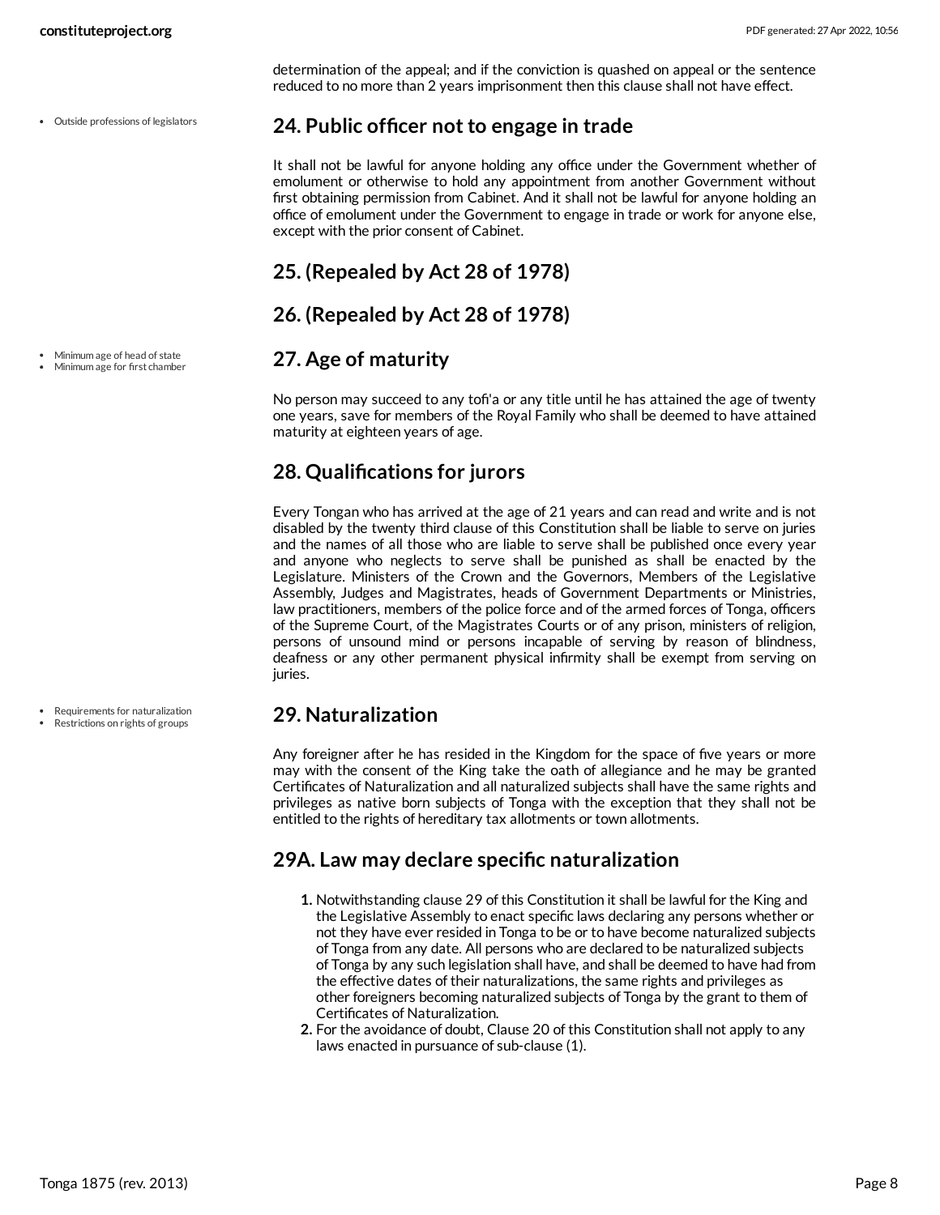determination of the appeal; and if the conviction is quashed on appeal or the sentence reduced to no more than 2 years imprisonment then this clause shall not have effect.

- Outside professions of legislators

## 24. Public officer not to engage in trade

It shall not be lawful for anyone holding any office under the Government whether of emolument or otherwise to hold any appointment from another Government without first obtaining permission from Cabinet. And it shall not be lawful for anyone holding an office of emolument under the Government to engage in trade or work for anyone else, except with the prior consent of Cabinet.

## 25. (Repealed by Act 28 of 1978)

## 26. (Repealed by Act 28 of 1978)

- Minimum age of head of state
- Minimum age for first chamber

## 27. Age of maturity

No person may succeed to any tofi'a or any title until he has attained the age of twenty one years, save for members of the Royal Family who shall be deemed to have attained maturity at eighteen years of age.

## 28. Qualifications for jurors

Every Tongan who has arrived at the age of 21 years and can read and write and is not disabled by the twenty third clause of this Constitution shall be liable to serve on juries and the names of all those who are liable to serve shall be published once every year and anyone who neglects to serve shall be punished as shall be enacted by the Legislature. Ministers of the Crown and the Governors, Members of the Legislative Assembly, Judges and Magistrates, heads of Government Departments or Ministries, law practitioners, members of the police force and of the armed forces of Tonga, officers of the Supreme Court, of the Magistrates Courts or of any prison, ministers of religion, persons of unsound mind or persons incapable of serving by reason of blindness, deafness or any other permanent physical infirmity shall be exempt from serving on juries.

- Requirements for naturalization
- Restrictions on rights of groups

## 29. Naturalization

Any foreigner after he has resided in the Kingdom for the space of five years or more may with the consent of the King take the oath of allegiance and he may be granted Certificates of Naturalization and all naturalized subjects shall have the same rights and privileges as native born subjects of Tonga with the exception that they shall not be entitled to the rights of hereditary tax allotments or town allotments.

## 29A. Law may declare specific naturalization

1. Notwithstanding clause 29 of this Constitution it shall be lawful for the King and the Legislative Assembly to enact specific laws declaring any persons whether or not they have ever resided in Tonga to be or to have become naturalized subjects of Tonga from any date. All persons who are declared to be naturalized subjects of Tonga by any such legislation shall have, and shall be deemed to have had from the effective dates of their naturalizations, the same rights and privileges as other foreigners becoming naturalized subjects of Tonga by the grant to them of Certificates of Naturalization.
2. For the avoidance of doubt, Clause 20 of this Constitution shall not apply to any laws enacted in pursuance of sub-clause (1).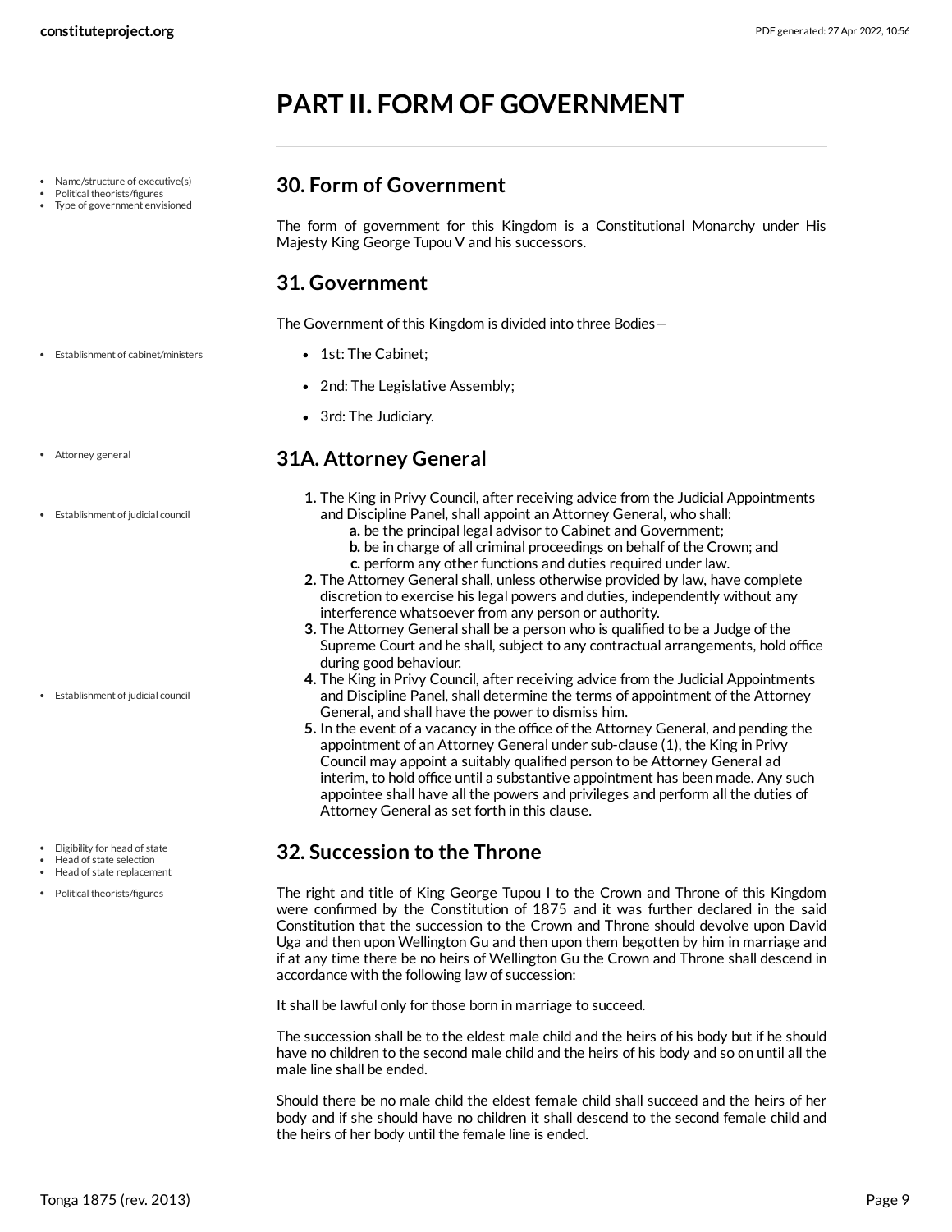# PART II. FORM OF GOVERNMENT

## 30. Form of Government

The form of government for this Kingdom is a Constitutional Monarchy under His Majesty King George Tupou V and his successors.

## 31. Government

The Government of this Kingdom is divided into three Bodies—

- 1st: The Cabinet;
- 2nd: The Legislative Assembly;
- 3rd: The Judiciary.

## 31A. Attorney General

1. The King in Privy Council, after receiving advice from the Judicial Appointments and Discipline Panel, shall appoint an Attorney General, who shall:
   a. be the principal legal advisor to Cabinet and Government;
   b. be in charge of all criminal proceedings on behalf of the Crown; and
   c. perform any other functions and duties required under law.
2. The Attorney General shall, unless otherwise provided by law, have complete discretion to exercise his legal powers and duties, independently without any interference whatsoever from any person or authority.
3. The Attorney General shall be a person who is qualified to be a Judge of the Supreme Court and he shall, subject to any contractual arrangements, hold office during good behaviour.
4. The King in Privy Council, after receiving advice from the Judicial Appointments and Discipline Panel, shall determine the terms of appointment of the Attorney General, and shall have the power to dismiss him.
5. In the event of a vacancy in the office of the Attorney General, and pending the appointment of an Attorney General under sub-clause (1), the King in Privy Council may appoint a suitably qualified person to be Attorney General ad interim, to hold office until a substantive appointment has been made. Any such appointee shall have all the powers and privileges and perform all the duties of Attorney General as set forth in this clause.

## 32. Succession to the Throne

The right and title of King George Tupou I to the Crown and Throne of this Kingdom were confirmed by the Constitution of 1875 and it was further declared in the said Constitution that the succession to the Crown and Throne should devolve upon David Uga and then upon Wellington Gu and then upon them begotten by him in marriage and if at any time there be no heirs of Wellington Gu the Crown and Throne shall descend in accordance with the following law of succession:

It shall be lawful only for those born in marriage to succeed.

The succession shall be to the eldest male child and the heirs of his body but if he should have no children to the second male child and the heirs of his body and so on until all the male line shall be ended.

Should there be no male child the eldest female child shall succeed and the heirs of her body and if she should have no children it shall descend to the second female child and the heirs of her body until the female line is ended.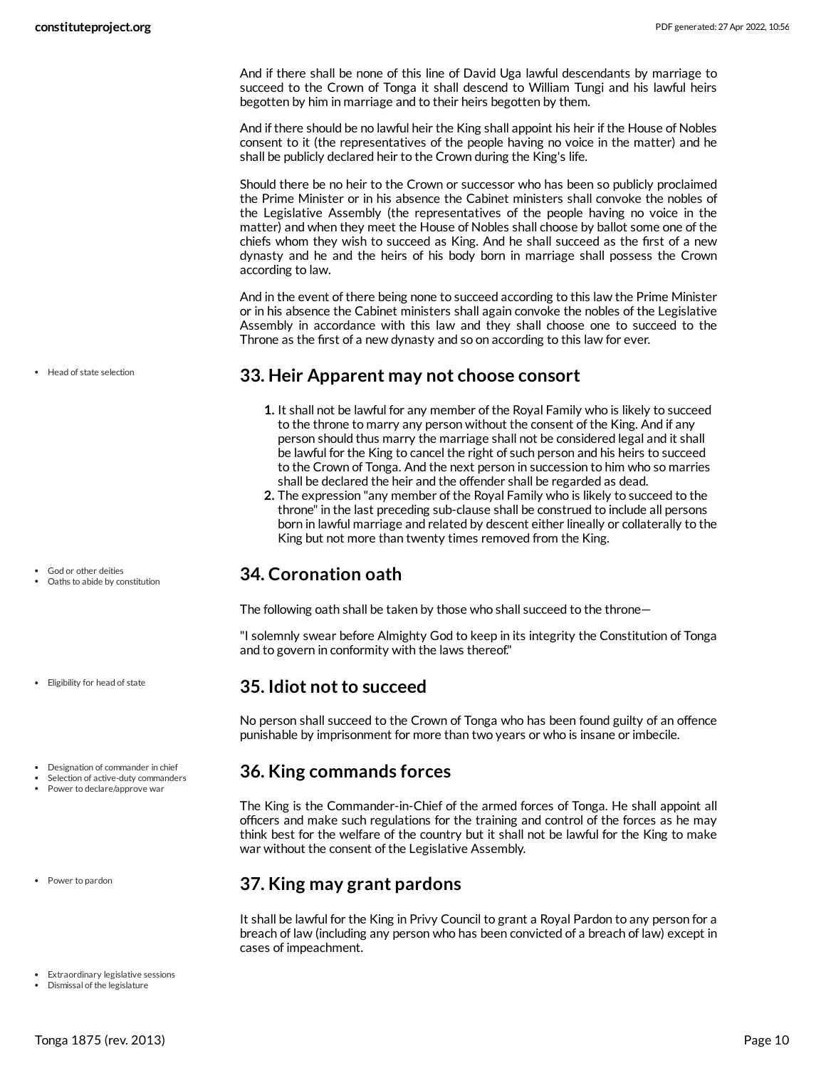And if there shall be none of this line of David Uga lawful descendants by marriage to succeed to the Crown of Tonga it shall descend to William Tungi and his lawful heirs begotten by him in marriage and to their heirs begotten by them.

And if there should be no lawful heir the King shall appoint his heir if the House of Nobles consent to it (the representatives of the people having no voice in the matter) and he shall be publicly declared heir to the Crown during the King's life.

Should there be no heir to the Crown or successor who has been so publicly proclaimed the Prime Minister or in his absence the Cabinet ministers shall convoke the nobles of the Legislative Assembly (the representatives of the people having no voice in the matter) and when they meet the House of Nobles shall choose by ballot some one of the chiefs whom they wish to succeed as King. And he shall succeed as the first of a new dynasty and he and the heirs of his body born in marriage shall possess the Crown according to law.

And in the event of there being none to succeed according to this law the Prime Minister or in his absence the Cabinet ministers shall again convoke the nobles of the Legislative Assembly in accordance with this law and they shall choose one to succeed to the Throne as the first of a new dynasty and so on according to this law for ever.

- Head of state selection

## 33. Heir Apparent may not choose consort

1. It shall not be lawful for any member of the Royal Family who is likely to succeed to the throne to marry any person without the consent of the King. And if any person should thus marry the marriage shall not be considered legal and it shall be lawful for the King to cancel the right of such person and his heirs to succeed to the Crown of Tonga. And the next person in succession to him who so marries shall be declared the heir and the offender shall be regarded as dead.
2. The expression "any member of the Royal Family who is likely to succeed to the throne" in the last preceding sub-clause shall be construed to include all persons born in lawful marriage and related by descent either lineally or collaterally to the King but not more than twenty times removed from the King.

- God or other deities
- Oaths to abide by constitution

## 34. Coronation oath

The following oath shall be taken by those who shall succeed to the throne—

"I solemnly swear before Almighty God to keep in its integrity the Constitution of Tonga and to govern in conformity with the laws thereof."

- Eligibility for head of state

## 35. Idiot not to succeed

No person shall succeed to the Crown of Tonga who has been found guilty of an offence punishable by imprisonment for more than two years or who is insane or imbecile.

- Designation of commander in chief
- Selection of active-duty commanders
- Power to declare/approve war

## 36. King commands forces

The King is the Commander-in-Chief of the armed forces of Tonga. He shall appoint all officers and make such regulations for the training and control of the forces as he may think best for the welfare of the country but it shall not be lawful for the King to make war without the consent of the Legislative Assembly.

- Power to pardon

## 37. King may grant pardons

It shall be lawful for the King in Privy Council to grant a Royal Pardon to any person for a breach of law (including any person who has been convicted of a breach of law) except in cases of impeachment.

- Extraordinary legislative sessions
- Dismissal of the legislature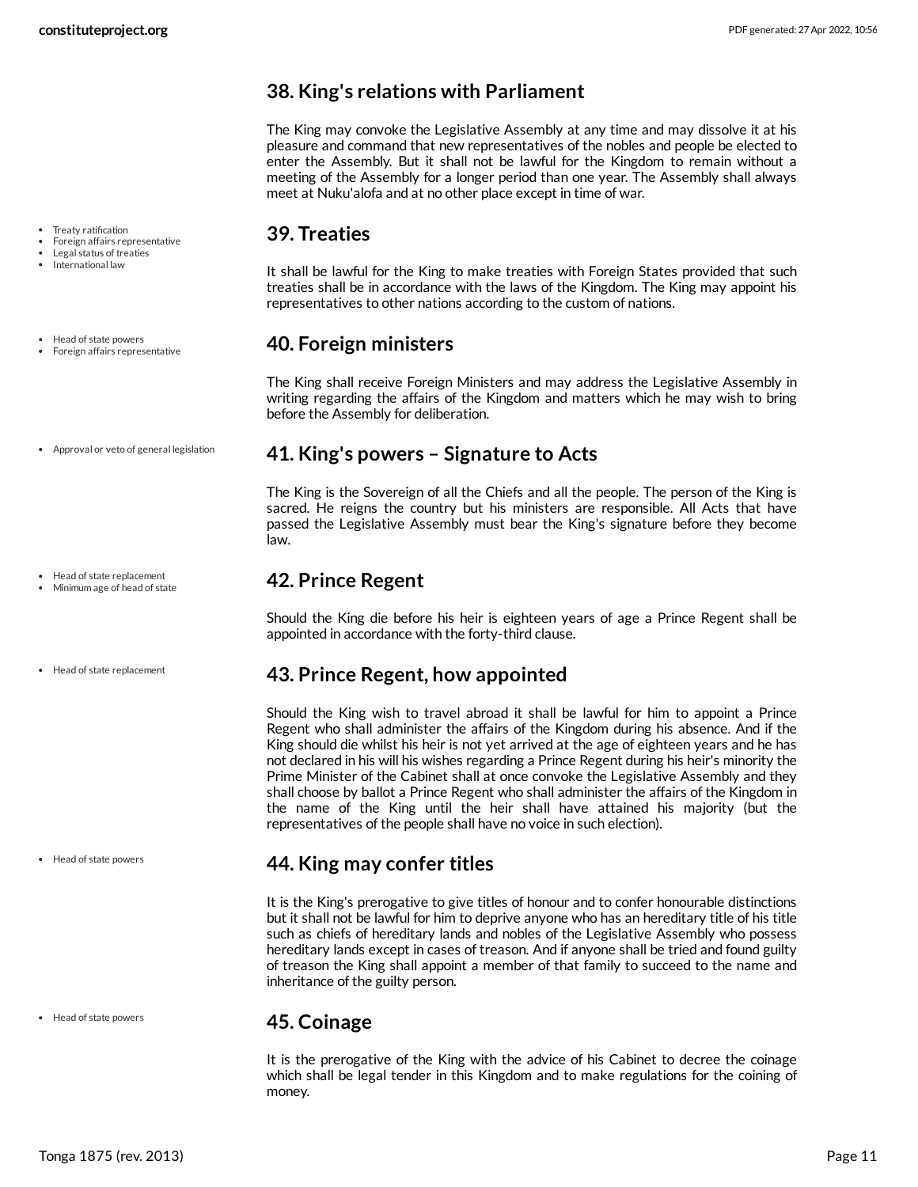## 38. King's relations with Parliament

The King may convoke the Legislative Assembly at any time and may dissolve it at his pleasure and command that new representatives of the nobles and people be elected to enter the Assembly. But it shall not be lawful for the Kingdom to remain without a meeting of the Assembly for a longer period than one year. The Assembly shall always meet at Nuku'alofa and at no other place except in time of war.

- Treaty ratification
- Foreign affairs representative
- Legal status of treaties
- International law

## 39. Treaties

It shall be lawful for the King to make treaties with Foreign States provided that such treaties shall be in accordance with the laws of the Kingdom. The King may appoint his representatives to other nations according to the custom of nations.

- Head of state powers
- Foreign affairs representative

## 40. Foreign ministers

The King shall receive Foreign Ministers and may address the Legislative Assembly in writing regarding the affairs of the Kingdom and matters which he may wish to bring before the Assembly for deliberation.

- Approval or veto of general legislation

## 41. King's powers – Signature to Acts

The King is the Sovereign of all the Chiefs and all the people. The person of the King is sacred. He reigns the country but his ministers are responsible. All Acts that have passed the Legislative Assembly must bear the King's signature before they become law.

- Head of state replacement
- Minimum age of head of state

## 42. Prince Regent

Should the King die before his heir is eighteen years of age a Prince Regent shall be appointed in accordance with the forty-third clause.

- Head of state replacement

## 43. Prince Regent, how appointed

Should the King wish to travel abroad it shall be lawful for him to appoint a Prince Regent who shall administer the affairs of the Kingdom during his absence. And if the King should die whilst his heir is not yet arrived at the age of eighteen years and he has not declared in his will his wishes regarding a Prince Regent during his heir's minority the Prime Minister of the Cabinet shall at once convoke the Legislative Assembly and they shall choose by ballot a Prince Regent who shall administer the affairs of the Kingdom in the name of the King until the heir shall have attained his majority (but the representatives of the people shall have no voice in such election).

- Head of state powers

## 44. King may confer titles

It is the King's prerogative to give titles of honour and to confer honourable distinctions but it shall not be lawful for him to deprive anyone who has an hereditary title of his title such as chiefs of hereditary lands and nobles of the Legislative Assembly who possess hereditary lands except in cases of treason. And if anyone shall be tried and found guilty of treason the King shall appoint a member of that family to succeed to the name and inheritance of the guilty person.

- Head of state powers

## 45. Coinage

It is the prerogative of the King with the advice of his Cabinet to decree the coinage which shall be legal tender in this Kingdom and to make regulations for the coining of money.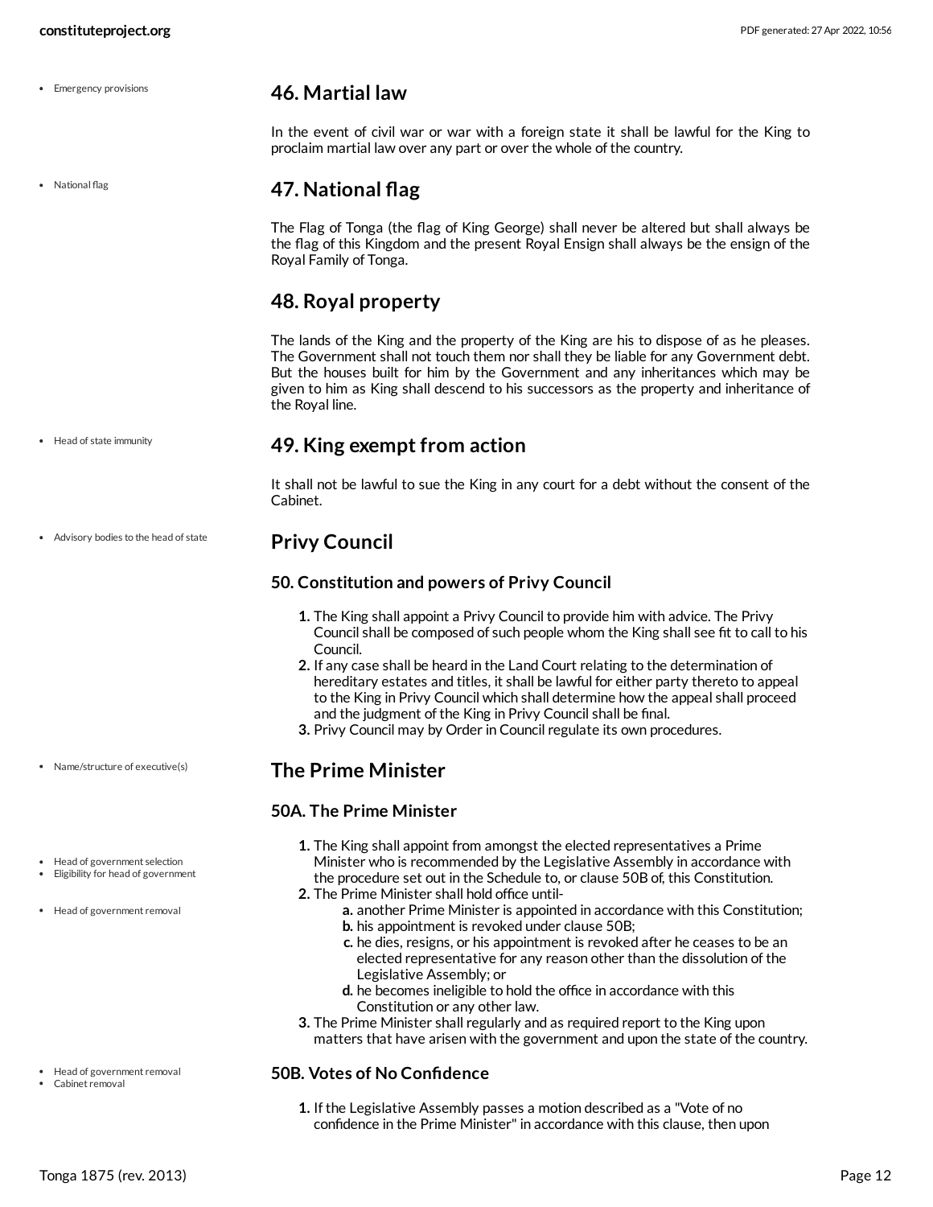## 46. Martial law

In the event of civil war or war with a foreign state it shall be lawful for the King to proclaim martial law over any part or over the whole of the country.

## 47. National flag

The Flag of Tonga (the flag of King George) shall never be altered but shall always be the flag of this Kingdom and the present Royal Ensign shall always be the ensign of the Royal Family of Tonga.

## 48. Royal property

The lands of the King and the property of the King are his to dispose of as he pleases. The Government shall not touch them nor shall they be liable for any Government debt. But the houses built for him by the Government and any inheritances which may be given to him as King shall descend to his successors as the property and inheritance of the Royal line.

## 49. King exempt from action

It shall not be lawful to sue the King in any court for a debt without the consent of the Cabinet.

## Privy Council

### 50. Constitution and powers of Privy Council

1. The King shall appoint a Privy Council to provide him with advice. The Privy Council shall be composed of such people whom the King shall see fit to call to his Council.
2. If any case shall be heard in the Land Court relating to the determination of hereditary estates and titles, it shall be lawful for either party thereto to appeal to the King in Privy Council which shall determine how the appeal shall proceed and the judgment of the King in Privy Council shall be final.
3. Privy Council may by Order in Council regulate its own procedures.

## The Prime Minister

### 50A. The Prime Minister

1. The King shall appoint from amongst the elected representatives a Prime Minister who is recommended by the Legislative Assembly in accordance with the procedure set out in the Schedule to, or clause 50B of, this Constitution.
2. The Prime Minister shall hold office until-
   a. another Prime Minister is appointed in accordance with this Constitution;
   b. his appointment is revoked under clause 50B;
   c. he dies, resigns, or his appointment is revoked after he ceases to be an elected representative for any reason other than the dissolution of the Legislative Assembly; or
   d. he becomes ineligible to hold the office in accordance with this Constitution or any other law.
3. The Prime Minister shall regularly and as required report to the King upon matters that have arisen with the government and upon the state of the country.

### 50B. Votes of No Confidence

1. If the Legislative Assembly passes a motion described as a "Vote of no confidence in the Prime Minister" in accordance with this clause, then upon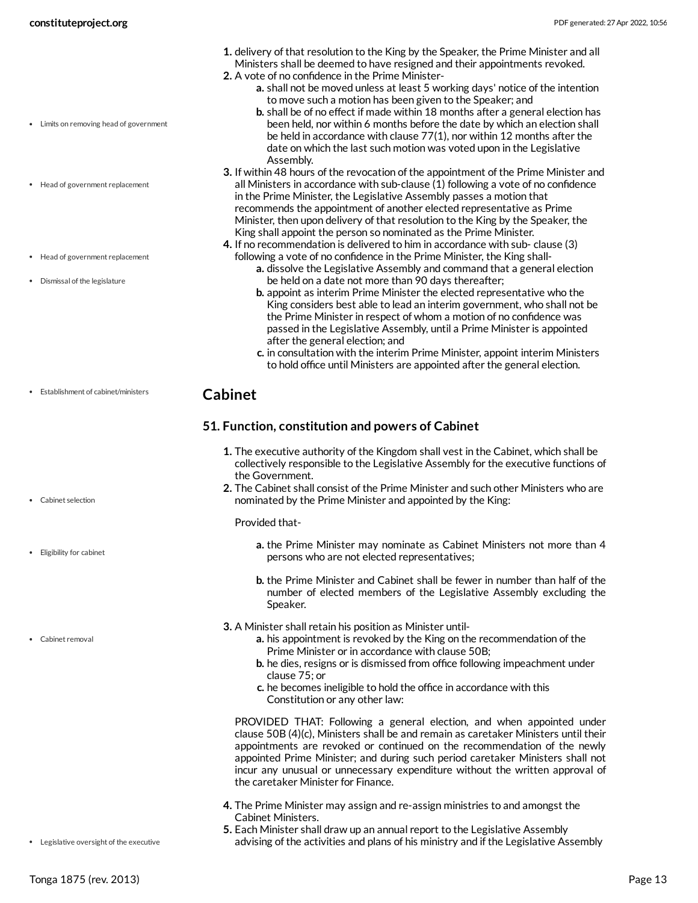1. delivery of that resolution to the King by the Speaker, the Prime Minister and all Ministers shall be deemed to have resigned and their appointments revoked.
2. A vote of no confidence in the Prime Minister-
    a. shall not be moved unless at least 5 working days' notice of the intention to move such a motion has been given to the Speaker; and
    b. shall be of no effect if made within 18 months after a general election has been held, nor within 6 months before the date by which an election shall be held in accordance with clause 77(1), nor within 12 months after the date on which the last such motion was voted upon in the Legislative Assembly.
3. If within 48 hours of the revocation of the appointment of the Prime Minister and all Ministers in accordance with sub-clause (1) following a vote of no confidence in the Prime Minister, the Legislative Assembly passes a motion that recommends the appointment of another elected representative as Prime Minister, then upon delivery of that resolution to the King by the Speaker, the King shall appoint the person so nominated as the Prime Minister.
4. If no recommendation is delivered to him in accordance with sub- clause (3) following a vote of no confidence in the Prime Minister, the King shall-
    a. dissolve the Legislative Assembly and command that a general election be held on a date not more than 90 days thereafter;
    b. appoint as interim Prime Minister the elected representative who the King considers best able to lead an interim government, who shall not be the Prime Minister in respect of whom a motion of no confidence was passed in the Legislative Assembly, until a Prime Minister is appointed after the general election; and
    c. in consultation with the interim Prime Minister, appoint interim Ministers to hold office until Ministers are appointed after the general election.

## Cabinet

### 51. Function, constitution and powers of Cabinet

1. The executive authority of the Kingdom shall vest in the Cabinet, which shall be collectively responsible to the Legislative Assembly for the executive functions of the Government.
2. The Cabinet shall consist of the Prime Minister and such other Ministers who are nominated by the Prime Minister and appointed by the King:

    Provided that-

    a. the Prime Minister may nominate as Cabinet Ministers not more than 4 persons who are not elected representatives;
    b. the Prime Minister and Cabinet shall be fewer in number than half of the number of elected members of the Legislative Assembly excluding the Speaker.
3. A Minister shall retain his position as Minister until-
    a. his appointment is revoked by the King on the recommendation of the Prime Minister or in accordance with clause 50B;
    b. he dies, resigns or is dismissed from office following impeachment under clause 75; or
    c. he becomes ineligible to hold the office in accordance with this Constitution or any other law:

    PROVIDED THAT: Following a general election, and when appointed under clause 50B (4)(c), Ministers shall be and remain as caretaker Ministers until their appointments are revoked or continued on the recommendation of the newly appointed Prime Minister; and during such period caretaker Ministers shall not incur any unusual or unnecessary expenditure without the written approval of the caretaker Minister for Finance.
4. The Prime Minister may assign and re-assign ministries to and amongst the Cabinet Ministers.
5. Each Minister shall draw up an annual report to the Legislative Assembly advising of the activities and plans of his ministry and if the Legislative Assembly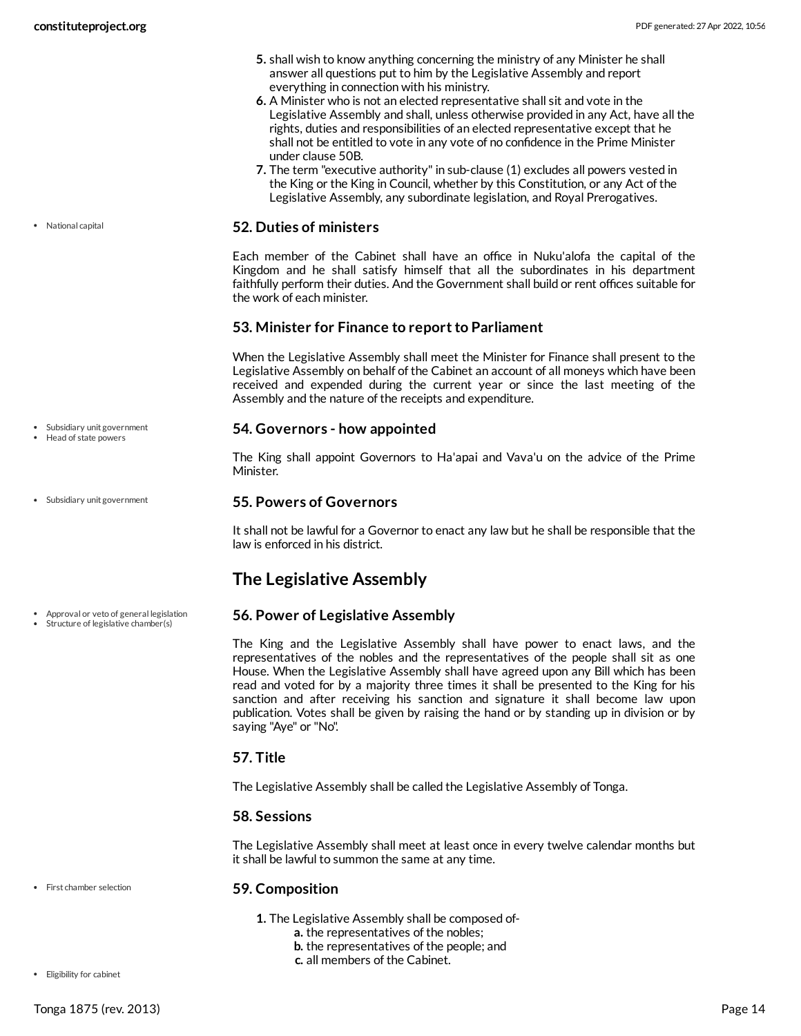5. shall wish to know anything concerning the ministry of any Minister he shall answer all questions put to him by the Legislative Assembly and report everything in connection with his ministry.
6. A Minister who is not an elected representative shall sit and vote in the Legislative Assembly and shall, unless otherwise provided in any Act, have all the rights, duties and responsibilities of an elected representative except that he shall not be entitled to vote in any vote of no confidence in the Prime Minister under clause 50B.
7. The term "executive authority" in sub-clause (1) excludes all powers vested in the King or the King in Council, whether by this Constitution, or any Act of the Legislative Assembly, any subordinate legislation, and Royal Prerogatives.

- National capital

### 52. Duties of ministers

Each member of the Cabinet shall have an office in Nuku'alofa the capital of the Kingdom and he shall satisfy himself that all the subordinates in his department faithfully perform their duties. And the Government shall build or rent offices suitable for the work of each minister.

### 53. Minister for Finance to report to Parliament

When the Legislative Assembly shall meet the Minister for Finance shall present to the Legislative Assembly on behalf of the Cabinet an account of all moneys which have been received and expended during the current year or since the last meeting of the Assembly and the nature of the receipts and expenditure.

- Subsidiary unit government
- Head of state powers

### 54. Governors - how appointed

The King shall appoint Governors to Ha'apai and Vava'u on the advice of the Prime Minister.

- Subsidiary unit government

### 55. Powers of Governors

It shall not be lawful for a Governor to enact any law but he shall be responsible that the law is enforced in his district.

## The Legislative Assembly

- Approval or veto of general legislation
- Structure of legislative chamber(s)

### 56. Power of Legislative Assembly

The King and the Legislative Assembly shall have power to enact laws, and the representatives of the nobles and the representatives of the people shall sit as one House. When the Legislative Assembly shall have agreed upon any Bill which has been read and voted for by a majority three times it shall be presented to the King for his sanction and after receiving his sanction and signature it shall become law upon publication. Votes shall be given by raising the hand or by standing up in division or by saying "Aye" or "No".

### 57. Title

The Legislative Assembly shall be called the Legislative Assembly of Tonga.

### 58. Sessions

The Legislative Assembly shall meet at least once in every twelve calendar months but it shall be lawful to summon the same at any time.

- First chamber selection

### 59. Composition

1. The Legislative Assembly shall be composed of-
   a. the representatives of the nobles;
   b. the representatives of the people; and
   c. all members of the Cabinet.

- Eligibility for cabinet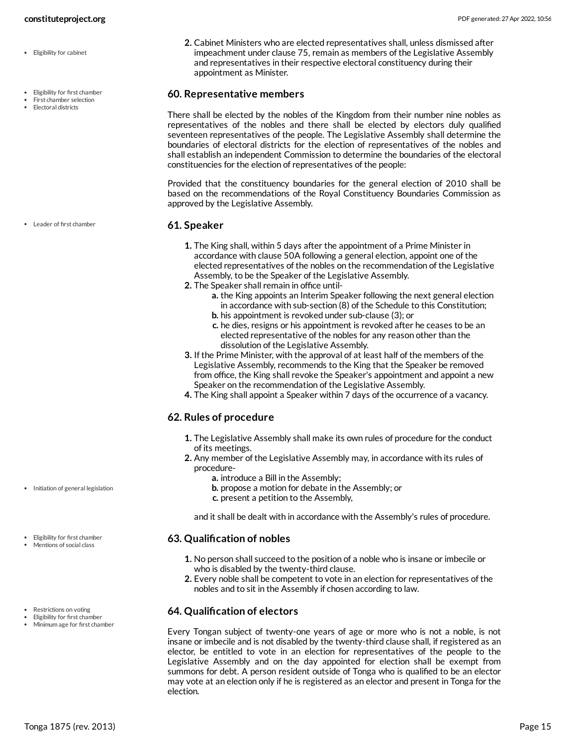2. Cabinet Ministers who are elected representatives shall, unless dismissed after impeachment under clause 75, remain as members of the Legislative Assembly and representatives in their respective electoral constituency during their appointment as Minister.

### 60. Representative members

There shall be elected by the nobles of the Kingdom from their number nine nobles as representatives of the nobles and there shall be elected by electors duly qualified seventeen representatives of the people. The Legislative Assembly shall determine the boundaries of electoral districts for the election of representatives of the nobles and shall establish an independent Commission to determine the boundaries of the electoral constituencies for the election of representatives of the people:

Provided that the constituency boundaries for the general election of 2010 shall be based on the recommendations of the Royal Constituency Boundaries Commission as approved by the Legislative Assembly.

### 61. Speaker

1. The King shall, within 5 days after the appointment of a Prime Minister in accordance with clause 50A following a general election, appoint one of the elected representatives of the nobles on the recommendation of the Legislative Assembly, to be the Speaker of the Legislative Assembly.
2. The Speaker shall remain in office until-
    a. the King appoints an Interim Speaker following the next general election in accordance with sub-section (8) of the Schedule to this Constitution;
    b. his appointment is revoked under sub-clause (3); or
    c. he dies, resigns or his appointment is revoked after he ceases to be an elected representative of the nobles for any reason other than the dissolution of the Legislative Assembly.
3. If the Prime Minister, with the approval of at least half of the members of the Legislative Assembly, recommends to the King that the Speaker be removed from office, the King shall revoke the Speaker's appointment and appoint a new Speaker on the recommendation of the Legislative Assembly.
4. The King shall appoint a Speaker within 7 days of the occurrence of a vacancy.

### 62. Rules of procedure

1. The Legislative Assembly shall make its own rules of procedure for the conduct of its meetings.
2. Any member of the Legislative Assembly may, in accordance with its rules of procedure-
    a. introduce a Bill in the Assembly;
    b. propose a motion for debate in the Assembly; or
    c. present a petition to the Assembly,

    and it shall be dealt with in accordance with the Assembly's rules of procedure.

### 63. Qualification of nobles

1. No person shall succeed to the position of a noble who is insane or imbecile or who is disabled by the twenty-third clause.
2. Every noble shall be competent to vote in an election for representatives of the nobles and to sit in the Assembly if chosen according to law.

### 64. Qualification of electors

Every Tongan subject of twenty-one years of age or more who is not a noble, is not insane or imbecile and is not disabled by the twenty-third clause shall, if registered as an elector, be entitled to vote in an election for representatives of the people to the Legislative Assembly and on the day appointed for election shall be exempt from summons for debt. A person resident outside of Tonga who is qualified to be an elector may vote at an election only if he is registered as an elector and present in Tonga for the election.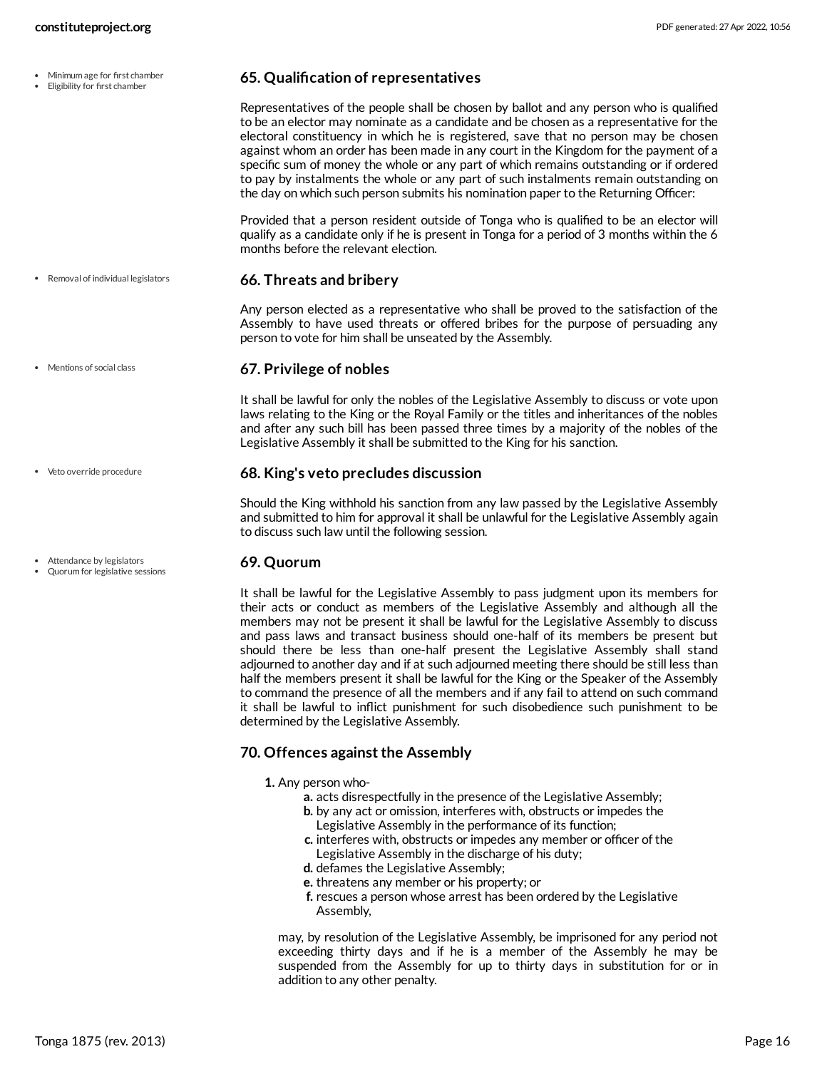- Minimum age for first chamber
- Eligibility for first chamber

### 65. Qualification of representatives

Representatives of the people shall be chosen by ballot and any person who is qualified to be an elector may nominate as a candidate and be chosen as a representative for the electoral constituency in which he is registered, save that no person may be chosen against whom an order has been made in any court in the Kingdom for the payment of a specific sum of money the whole or any part of which remains outstanding or if ordered to pay by instalments the whole or any part of such instalments remain outstanding on the day on which such person submits his nomination paper to the Returning Officer:

Provided that a person resident outside of Tonga who is qualified to be an elector will qualify as a candidate only if he is present in Tonga for a period of 3 months within the 6 months before the relevant election.

- Removal of individual legislators

### 66. Threats and bribery

Any person elected as a representative who shall be proved to the satisfaction of the Assembly to have used threats or offered bribes for the purpose of persuading any person to vote for him shall be unseated by the Assembly.

- Mentions of social class

### 67. Privilege of nobles

It shall be lawful for only the nobles of the Legislative Assembly to discuss or vote upon laws relating to the King or the Royal Family or the titles and inheritances of the nobles and after any such bill has been passed three times by a majority of the nobles of the Legislative Assembly it shall be submitted to the King for his sanction.

- Veto override procedure

### 68. King's veto precludes discussion

Should the King withhold his sanction from any law passed by the Legislative Assembly and submitted to him for approval it shall be unlawful for the Legislative Assembly again to discuss such law until the following session.

- Attendance by legislators
- Quorum for legislative sessions

### 69. Quorum

It shall be lawful for the Legislative Assembly to pass judgment upon its members for their acts or conduct as members of the Legislative Assembly and although all the members may not be present it shall be lawful for the Legislative Assembly to discuss and pass laws and transact business should one-half of its members be present but should there be less than one-half present the Legislative Assembly shall stand adjourned to another day and if at such adjourned meeting there should be still less than half the members present it shall be lawful for the King or the Speaker of the Assembly to command the presence of all the members and if any fail to attend on such command it shall be lawful to inflict punishment for such disobedience such punishment to be determined by the Legislative Assembly.

### 70. Offences against the Assembly

1. Any person who-
   a. acts disrespectfully in the presence of the Legislative Assembly;
   b. by any act or omission, interferes with, obstructs or impedes the Legislative Assembly in the performance of its function;
   c. interferes with, obstructs or impedes any member or officer of the Legislative Assembly in the discharge of his duty;
   d. defames the Legislative Assembly;
   e. threatens any member or his property; or
   f. rescues a person whose arrest has been ordered by the Legislative Assembly,

   may, by resolution of the Legislative Assembly, be imprisoned for any period not exceeding thirty days and if he is a member of the Assembly he may be suspended from the Assembly for up to thirty days in substitution for or in addition to any other penalty.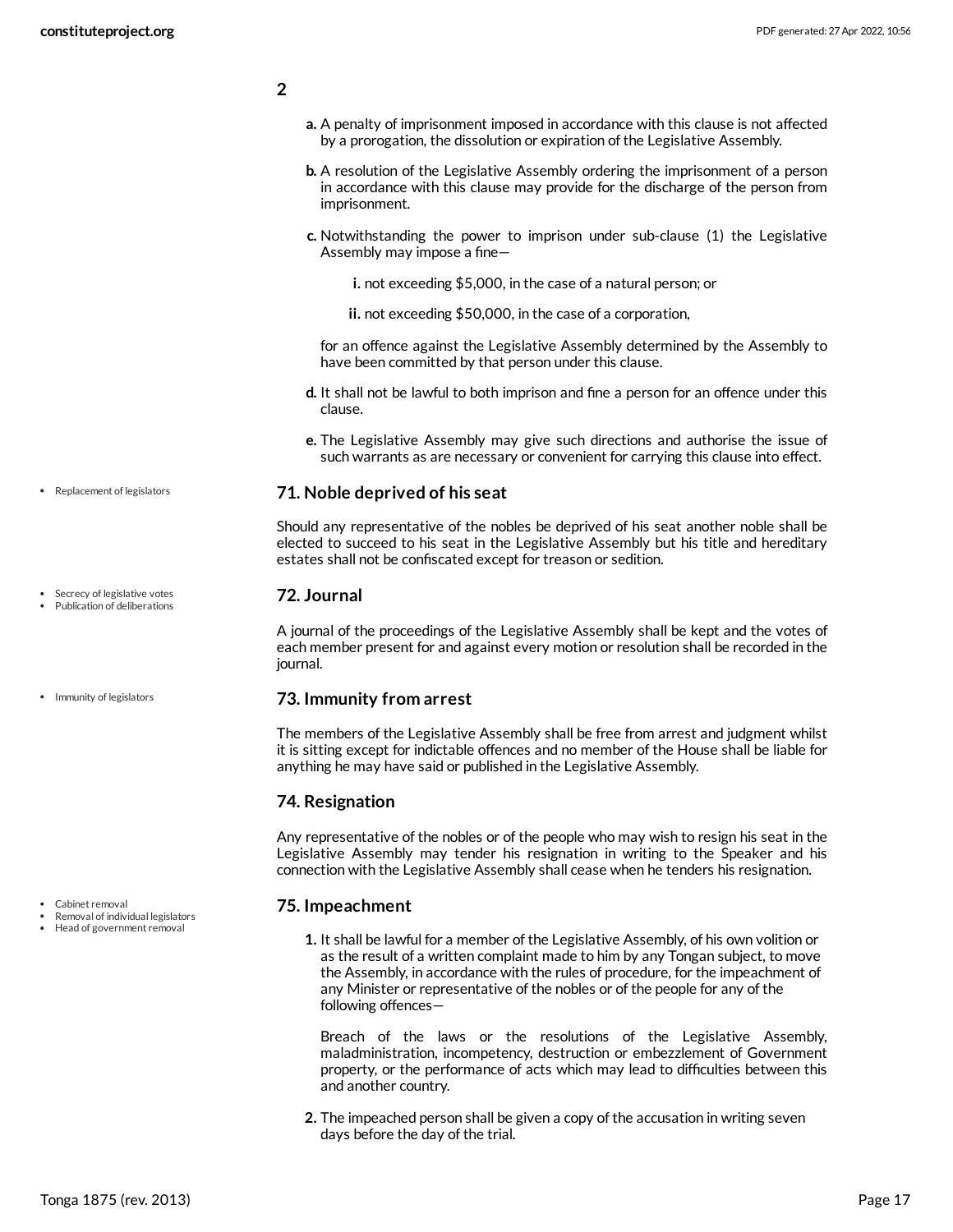**2**

a. A penalty of imprisonment imposed in accordance with this clause is not affected by a prorogation, the dissolution or expiration of the Legislative Assembly.

b. A resolution of the Legislative Assembly ordering the imprisonment of a person in accordance with this clause may provide for the discharge of the person from imprisonment.

c. Notwithstanding the power to imprison under sub-clause (1) the Legislative Assembly may impose a fine—

   i. not exceeding $5,000, in the case of a natural person; or

   ii. not exceeding $50,000, in the case of a corporation,

   for an offence against the Legislative Assembly determined by the Assembly to have been committed by that person under this clause.

d. It shall not be lawful to both imprison and fine a person for an offence under this clause.

e. The Legislative Assembly may give such directions and authorise the issue of such warrants as are necessary or convenient for carrying this clause into effect.

- Replacement of legislators

### 71. Noble deprived of his seat

Should any representative of the nobles be deprived of his seat another noble shall be elected to succeed to his seat in the Legislative Assembly but his title and hereditary estates shall not be confiscated except for treason or sedition.

- Secrecy of legislative votes
- Publication of deliberations

### 72. Journal

A journal of the proceedings of the Legislative Assembly shall be kept and the votes of each member present for and against every motion or resolution shall be recorded in the journal.

- Immunity of legislators

### 73. Immunity from arrest

The members of the Legislative Assembly shall be free from arrest and judgment whilst it is sitting except for indictable offences and no member of the House shall be liable for anything he may have said or published in the Legislative Assembly.

### 74. Resignation

Any representative of the nobles or of the people who may wish to resign his seat in the Legislative Assembly may tender his resignation in writing to the Speaker and his connection with the Legislative Assembly shall cease when he tenders his resignation.

- Cabinet removal
- Removal of individual legislators
- Head of government removal

### 75. Impeachment

1. It shall be lawful for a member of the Legislative Assembly, of his own volition or as the result of a written complaint made to him by any Tongan subject, to move the Assembly, in accordance with the rules of procedure, for the impeachment of any Minister or representative of the nobles or of the people for any of the following offences—

   Breach of the laws or the resolutions of the Legislative Assembly, maladministration, incompetency, destruction or embezzlement of Government property, or the performance of acts which may lead to difficulties between this and another country.

2. The impeached person shall be given a copy of the accusation in writing seven days before the day of the trial.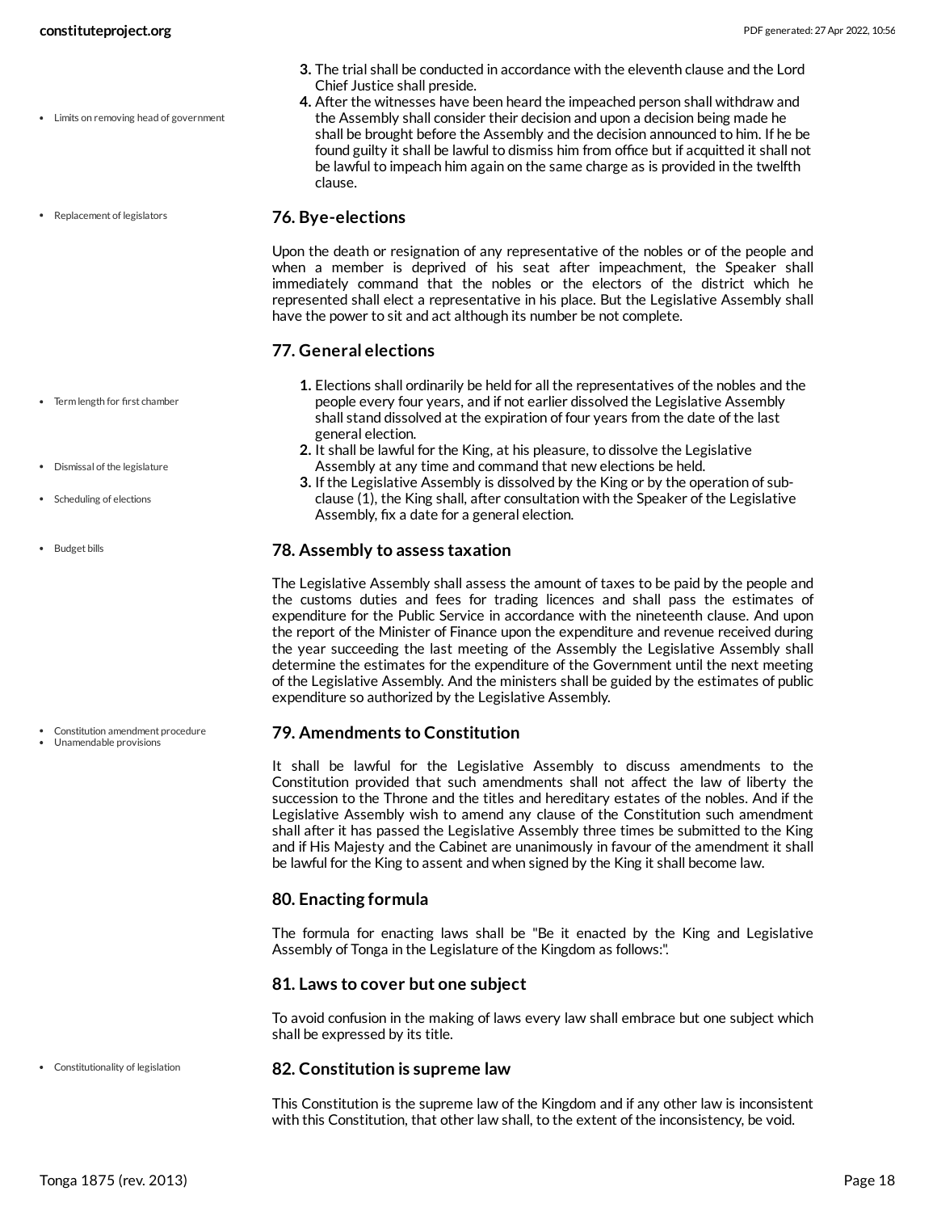3. The trial shall be conducted in accordance with the eleventh clause and the Lord Chief Justice shall preside.
4. After the witnesses have been heard the impeached person shall withdraw and the Assembly shall consider their decision and upon a decision being made he shall be brought before the Assembly and the decision announced to him. If he be found guilty it shall be lawful to dismiss him from office but if acquitted it shall not be lawful to impeach him again on the same charge as is provided in the twelfth clause.

### 76. Bye-elections

Upon the death or resignation of any representative of the nobles or of the people and when a member is deprived of his seat after impeachment, the Speaker shall immediately command that the nobles or the electors of the district which he represented shall elect a representative in his place. But the Legislative Assembly shall have the power to sit and act although its number be not complete.

### 77. General elections

1. Elections shall ordinarily be held for all the representatives of the nobles and the people every four years, and if not earlier dissolved the Legislative Assembly shall stand dissolved at the expiration of four years from the date of the last general election.
2. It shall be lawful for the King, at his pleasure, to dissolve the Legislative Assembly at any time and command that new elections be held.
3. If the Legislative Assembly is dissolved by the King or by the operation of sub-clause (1), the King shall, after consultation with the Speaker of the Legislative Assembly, fix a date for a general election.

### 78. Assembly to assess taxation

The Legislative Assembly shall assess the amount of taxes to be paid by the people and the customs duties and fees for trading licences and shall pass the estimates of expenditure for the Public Service in accordance with the nineteenth clause. And upon the report of the Minister of Finance upon the expenditure and revenue received during the year succeeding the last meeting of the Assembly the Legislative Assembly shall determine the estimates for the expenditure of the Government until the next meeting of the Legislative Assembly. And the ministers shall be guided by the estimates of public expenditure so authorized by the Legislative Assembly.

### 79. Amendments to Constitution

It shall be lawful for the Legislative Assembly to discuss amendments to the Constitution provided that such amendments shall not affect the law of liberty the succession to the Throne and the titles and hereditary estates of the nobles. And if the Legislative Assembly wish to amend any clause of the Constitution such amendment shall after it has passed the Legislative Assembly three times be submitted to the King and if His Majesty and the Cabinet are unanimously in favour of the amendment it shall be lawful for the King to assent and when signed by the King it shall become law.

### 80. Enacting formula

The formula for enacting laws shall be "Be it enacted by the King and Legislative Assembly of Tonga in the Legislature of the Kingdom as follows:".

### 81. Laws to cover but one subject

To avoid confusion in the making of laws every law shall embrace but one subject which shall be expressed by its title.

### 82. Constitution is supreme law

This Constitution is the supreme law of the Kingdom and if any other law is inconsistent with this Constitution, that other law shall, to the extent of the inconsistency, be void.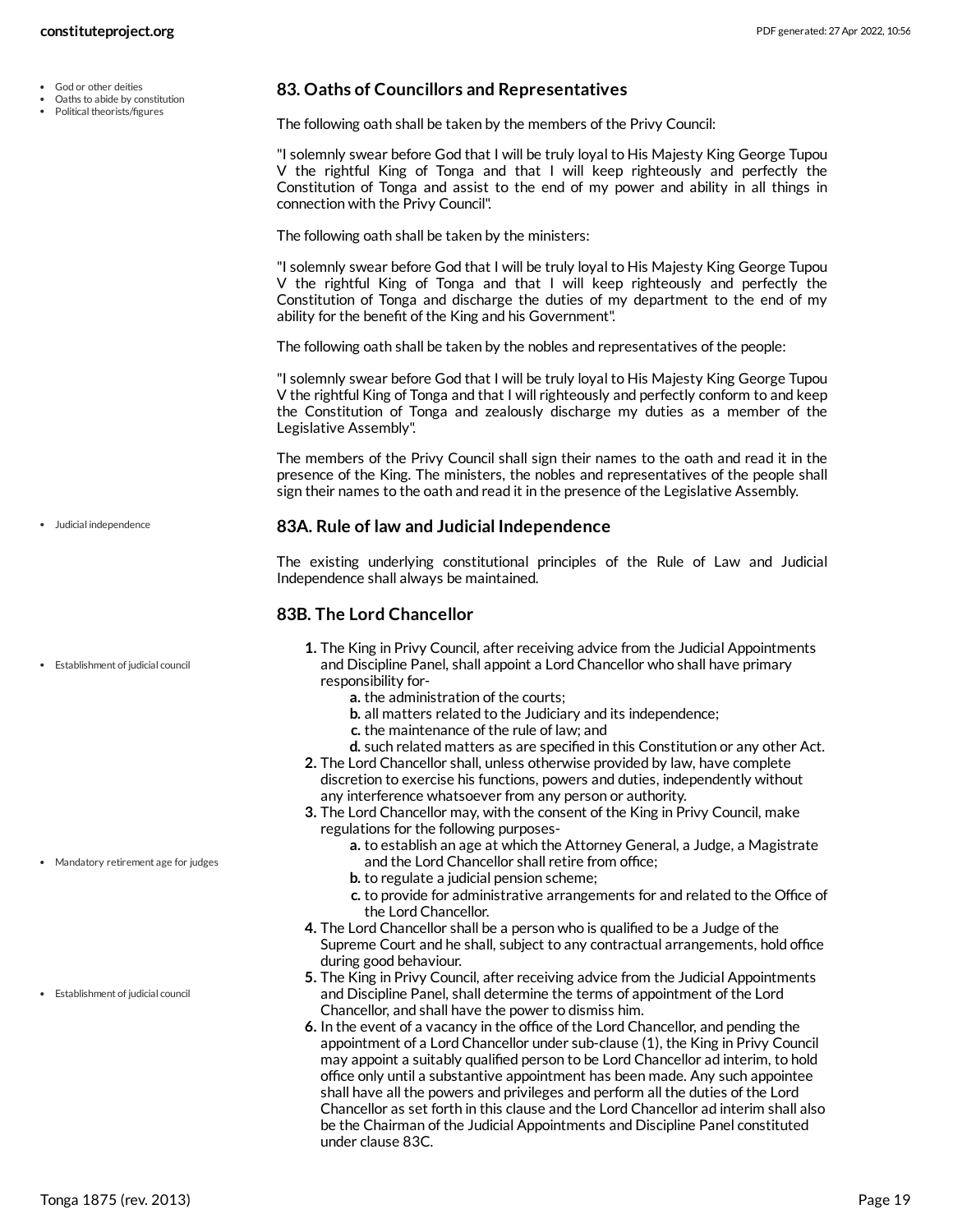- God or other deities
- Oaths to abide by constitution
- Political theorists/figures

### 83. Oaths of Councillors and Representatives

The following oath shall be taken by the members of the Privy Council:

"I solemnly swear before God that I will be truly loyal to His Majesty King George Tupou V the rightful King of Tonga and that I will keep righteously and perfectly the Constitution of Tonga and assist to the end of my power and ability in all things in connection with the Privy Council".

The following oath shall be taken by the ministers:

"I solemnly swear before God that I will be truly loyal to His Majesty King George Tupou V the rightful King of Tonga and that I will keep righteously and perfectly the Constitution of Tonga and discharge the duties of my department to the end of my ability for the benefit of the King and his Government".

The following oath shall be taken by the nobles and representatives of the people:

"I solemnly swear before God that I will be truly loyal to His Majesty King George Tupou V the rightful King of Tonga and that I will righteously and perfectly conform to and keep the Constitution of Tonga and zealously discharge my duties as a member of the Legislative Assembly".

The members of the Privy Council shall sign their names to the oath and read it in the presence of the King. The ministers, the nobles and representatives of the people shall sign their names to the oath and read it in the presence of the Legislative Assembly.

- Judicial independence

### 83A. Rule of law and Judicial Independence

The existing underlying constitutional principles of the Rule of Law and Judicial Independence shall always be maintained.

### 83B. The Lord Chancellor

- Establishment of judicial council

1. The King in Privy Council, after receiving advice from the Judicial Appointments and Discipline Panel, shall appoint a Lord Chancellor who shall have primary responsibility for-
   a. the administration of the courts;
   b. all matters related to the Judiciary and its independence;
   c. the maintenance of the rule of law; and
   d. such related matters as are specified in this Constitution or any other Act.
2. The Lord Chancellor shall, unless otherwise provided by law, have complete discretion to exercise his functions, powers and duties, independently without any interference whatsoever from any person or authority.
3. The Lord Chancellor may, with the consent of the King in Privy Council, make regulations for the following purposes-
   a. to establish an age at which the Attorney General, a Judge, a Magistrate and the Lord Chancellor shall retire from office;
   b. to regulate a judicial pension scheme;
   c. to provide for administrative arrangements for and related to the Office of the Lord Chancellor.

- Mandatory retirement age for judges

4. The Lord Chancellor shall be a person who is qualified to be a Judge of the Supreme Court and he shall, subject to any contractual arrangements, hold office during good behaviour.
5. The King in Privy Council, after receiving advice from the Judicial Appointments and Discipline Panel, shall determine the terms of appointment of the Lord Chancellor, and shall have the power to dismiss him.
6. In the event of a vacancy in the office of the Lord Chancellor, and pending the appointment of a Lord Chancellor under sub-clause (1), the King in Privy Council may appoint a suitably qualified person to be Lord Chancellor ad interim, to hold office only until a substantive appointment has been made. Any such appointee shall have all the powers and privileges and perform all the duties of the Lord Chancellor as set forth in this clause and the Lord Chancellor ad interim shall also be the Chairman of the Judicial Appointments and Discipline Panel constituted under clause 83C.

- Establishment of judicial council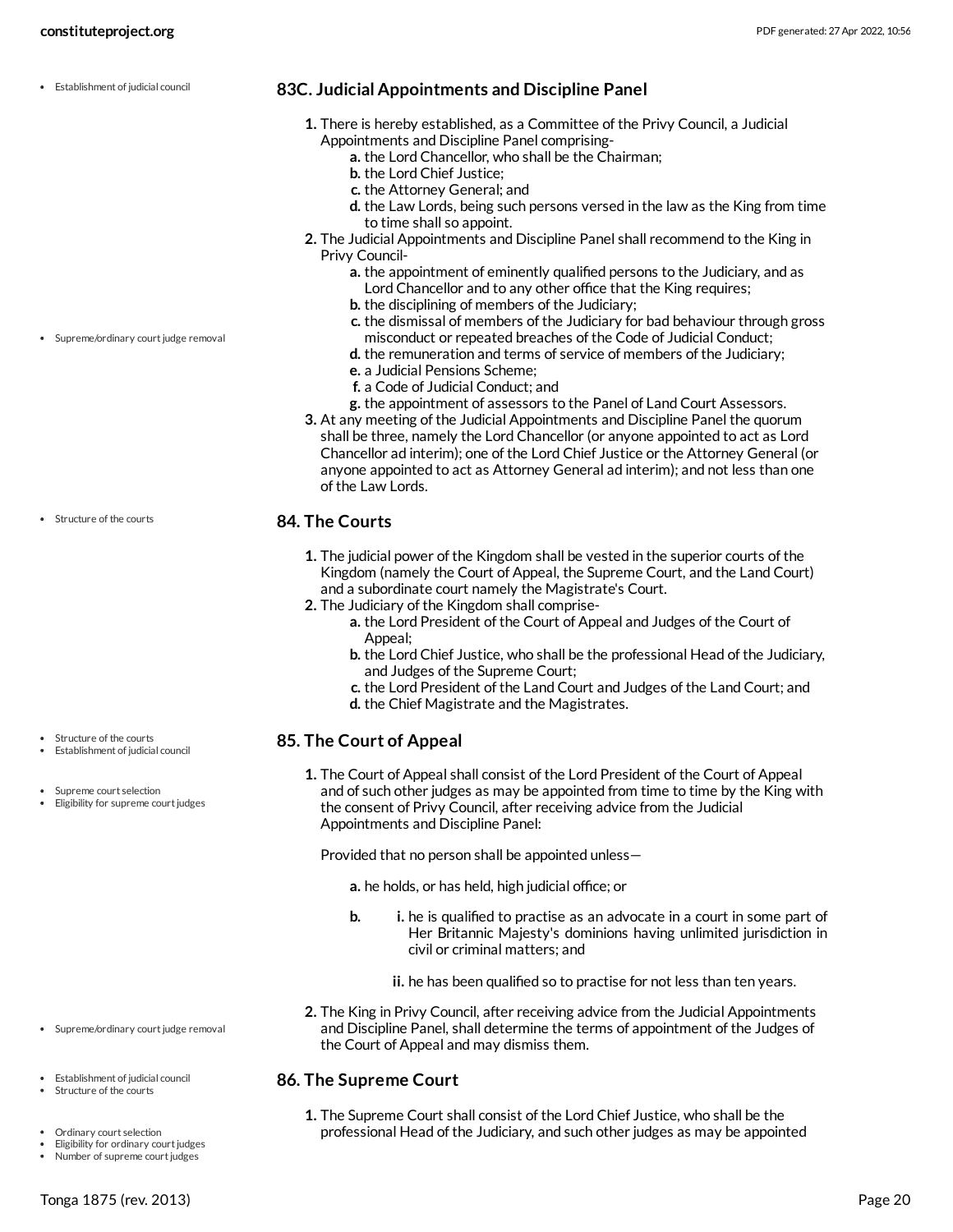### 83C. Judicial Appointments and Discipline Panel

1. There is hereby established, as a Committee of the Privy Council, a Judicial Appointments and Discipline Panel comprising-
   a. the Lord Chancellor, who shall be the Chairman;
   b. the Lord Chief Justice;
   c. the Attorney General; and
   d. the Law Lords, being such persons versed in the law as the King from time to time shall so appoint.
2. The Judicial Appointments and Discipline Panel shall recommend to the King in Privy Council-
   a. the appointment of eminently qualified persons to the Judiciary, and as Lord Chancellor and to any other office that the King requires;
   b. the disciplining of members of the Judiciary;
   c. the dismissal of members of the Judiciary for bad behaviour through gross misconduct or repeated breaches of the Code of Judicial Conduct;
   d. the remuneration and terms of service of members of the Judiciary;
   e. a Judicial Pensions Scheme;
   f. a Code of Judicial Conduct; and
   g. the appointment of assessors to the Panel of Land Court Assessors.
3. At any meeting of the Judicial Appointments and Discipline Panel the quorum shall be three, namely the Lord Chancellor (or anyone appointed to act as Lord Chancellor ad interim); one of the Lord Chief Justice or the Attorney General (or anyone appointed to act as Attorney General ad interim); and not less than one of the Law Lords.

### 84. The Courts

1. The judicial power of the Kingdom shall be vested in the superior courts of the Kingdom (namely the Court of Appeal, the Supreme Court, and the Land Court) and a subordinate court namely the Magistrate's Court.
2. The Judiciary of the Kingdom shall comprise-
   a. the Lord President of the Court of Appeal and Judges of the Court of Appeal;
   b. the Lord Chief Justice, who shall be the professional Head of the Judiciary, and Judges of the Supreme Court;
   c. the Lord President of the Land Court and Judges of the Land Court; and
   d. the Chief Magistrate and the Magistrates.

### 85. The Court of Appeal

1. The Court of Appeal shall consist of the Lord President of the Court of Appeal and of such other judges as may be appointed from time to time by the King with the consent of Privy Council, after receiving advice from the Judicial Appointments and Discipline Panel:

   Provided that no person shall be appointed unless—

   a. he holds, or has held, high judicial office; or

   b.
      i. he is qualified to practise as an advocate in a court in some part of Her Britannic Majesty's dominions having unlimited jurisdiction in civil or criminal matters; and

      ii. he has been qualified so to practise for not less than ten years.

2. The King in Privy Council, after receiving advice from the Judicial Appointments and Discipline Panel, shall determine the terms of appointment of the Judges of the Court of Appeal and may dismiss them.

### 86. The Supreme Court

1. The Supreme Court shall consist of the Lord Chief Justice, who shall be the professional Head of the Judiciary, and such other judges as may be appointed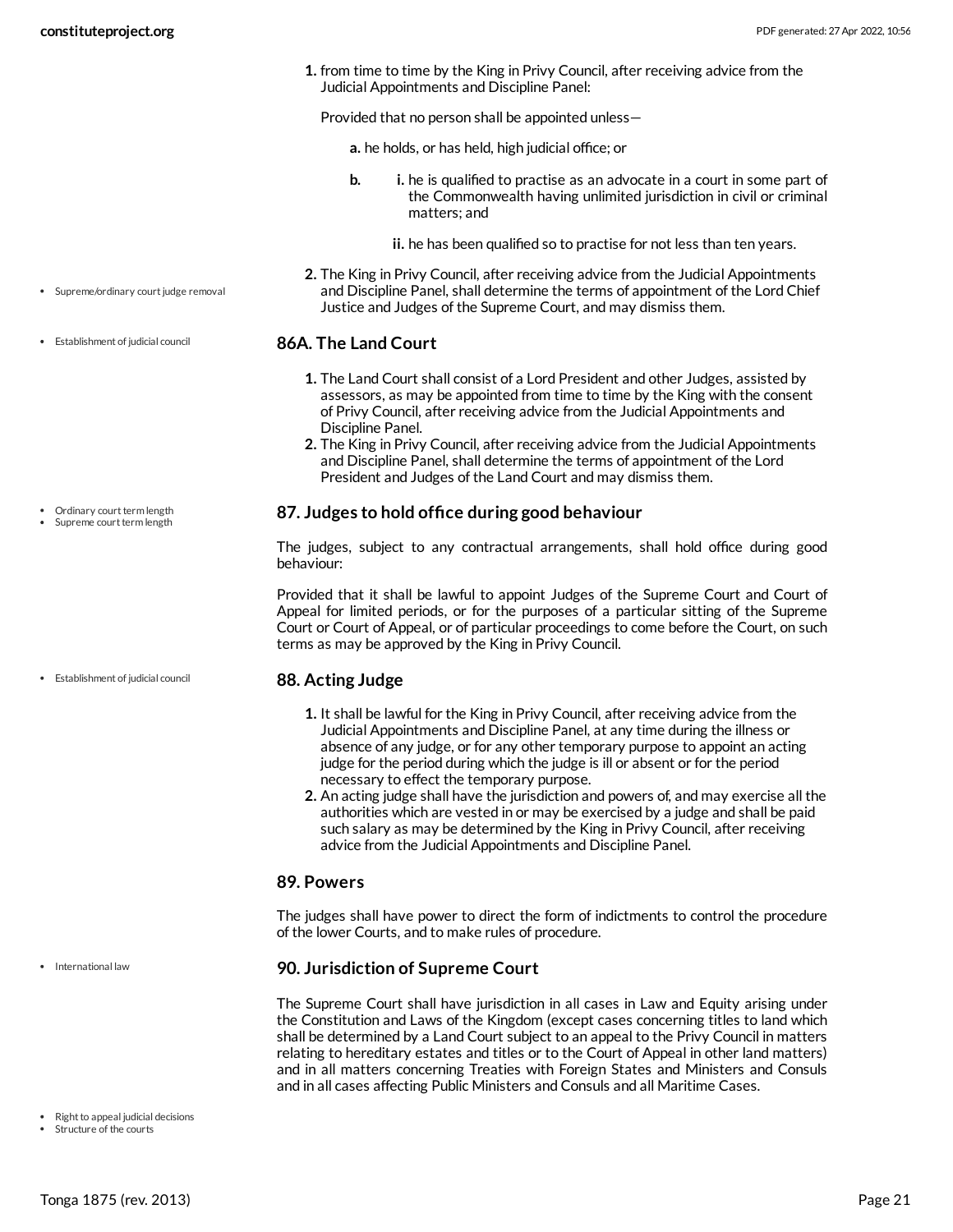1. from time to time by the King in Privy Council, after receiving advice from the Judicial Appointments and Discipline Panel:

   Provided that no person shall be appointed unless—

   a. he holds, or has held, high judicial office; or

   b. 
      i. he is qualified to practise as an advocate in a court in some part of the Commonwealth having unlimited jurisdiction in civil or criminal matters; and

      ii. he has been qualified so to practise for not less than ten years.

2. The King in Privy Council, after receiving advice from the Judicial Appointments and Discipline Panel, shall determine the terms of appointment of the Lord Chief Justice and Judges of the Supreme Court, and may dismiss them.

- Supreme/ordinary court judge removal

### 86A. The Land Court

- Establishment of judicial council

1. The Land Court shall consist of a Lord President and other Judges, assisted by assessors, as may be appointed from time to time by the King with the consent of Privy Council, after receiving advice from the Judicial Appointments and Discipline Panel.
2. The King in Privy Council, after receiving advice from the Judicial Appointments and Discipline Panel, shall determine the terms of appointment of the Lord President and Judges of the Land Court and may dismiss them.

### 87. Judges to hold office during good behaviour

- Ordinary court term length
- Supreme court term length

The judges, subject to any contractual arrangements, shall hold office during good behaviour:

Provided that it shall be lawful to appoint Judges of the Supreme Court and Court of Appeal for limited periods, or for the purposes of a particular sitting of the Supreme Court or Court of Appeal, or of particular proceedings to come before the Court, on such terms as may be approved by the King in Privy Council.

### 88. Acting Judge

- Establishment of judicial council

1. It shall be lawful for the King in Privy Council, after receiving advice from the Judicial Appointments and Discipline Panel, at any time during the illness or absence of any judge, or for any other temporary purpose to appoint an acting judge for the period during which the judge is ill or absent or for the period necessary to effect the temporary purpose.
2. An acting judge shall have the jurisdiction and powers of, and may exercise all the authorities which are vested in or may be exercised by a judge and shall be paid such salary as may be determined by the King in Privy Council, after receiving advice from the Judicial Appointments and Discipline Panel.

### 89. Powers

The judges shall have power to direct the form of indictments to control the procedure of the lower Courts, and to make rules of procedure.

### 90. Jurisdiction of Supreme Court

- International law

The Supreme Court shall have jurisdiction in all cases in Law and Equity arising under the Constitution and Laws of the Kingdom (except cases concerning titles to land which shall be determined by a Land Court subject to an appeal to the Privy Council in matters relating to hereditary estates and titles or to the Court of Appeal in other land matters) and in all matters concerning Treaties with Foreign States and Ministers and Consuls and in all cases affecting Public Ministers and Consuls and all Maritime Cases.

- Right to appeal judicial decisions
- Structure of the courts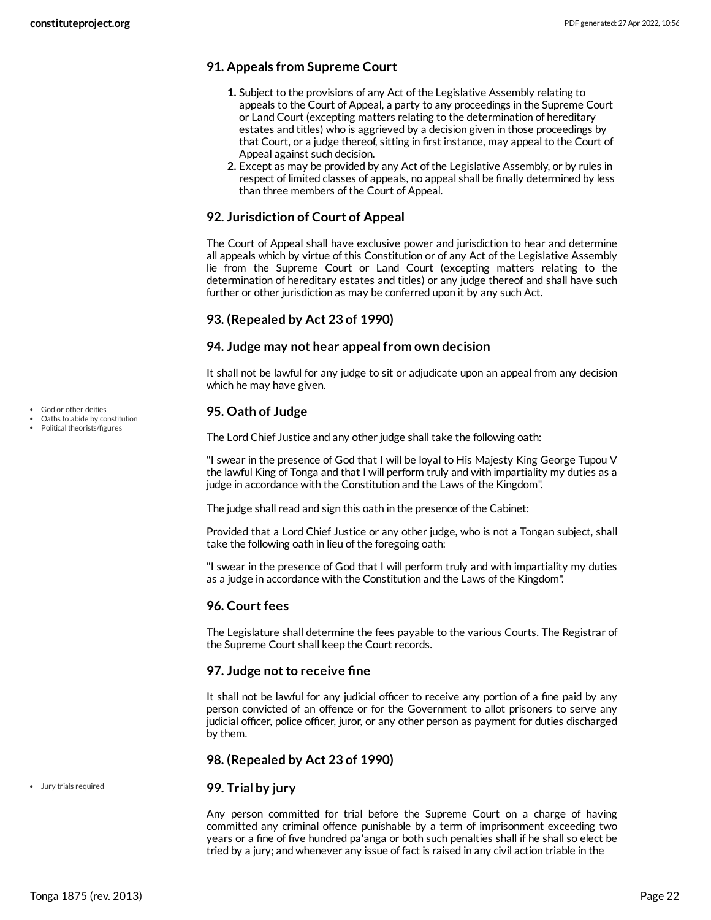### 91. Appeals from Supreme Court

1. Subject to the provisions of any Act of the Legislative Assembly relating to appeals to the Court of Appeal, a party to any proceedings in the Supreme Court or Land Court (excepting matters relating to the determination of hereditary estates and titles) who is aggrieved by a decision given in those proceedings by that Court, or a judge thereof, sitting in first instance, may appeal to the Court of Appeal against such decision.
2. Except as may be provided by any Act of the Legislative Assembly, or by rules in respect of limited classes of appeals, no appeal shall be finally determined by less than three members of the Court of Appeal.

### 92. Jurisdiction of Court of Appeal

The Court of Appeal shall have exclusive power and jurisdiction to hear and determine all appeals which by virtue of this Constitution or of any Act of the Legislative Assembly lie from the Supreme Court or Land Court (excepting matters relating to the determination of hereditary estates and titles) or any judge thereof and shall have such further or other jurisdiction as may be conferred upon it by any such Act.

### 93. (Repealed by Act 23 of 1990)

### 94. Judge may not hear appeal from own decision

It shall not be lawful for any judge to sit or adjudicate upon an appeal from any decision which he may have given.

- God or other deities
- Oaths to abide by constitution
- Political theorists/figures

### 95. Oath of Judge

The Lord Chief Justice and any other judge shall take the following oath:

"I swear in the presence of God that I will be loyal to His Majesty King George Tupou V the lawful King of Tonga and that I will perform truly and with impartiality my duties as a judge in accordance with the Constitution and the Laws of the Kingdom".

The judge shall read and sign this oath in the presence of the Cabinet:

Provided that a Lord Chief Justice or any other judge, who is not a Tongan subject, shall take the following oath in lieu of the foregoing oath:

"I swear in the presence of God that I will perform truly and with impartiality my duties as a judge in accordance with the Constitution and the Laws of the Kingdom".

### 96. Court fees

The Legislature shall determine the fees payable to the various Courts. The Registrar of the Supreme Court shall keep the Court records.

### 97. Judge not to receive fine

It shall not be lawful for any judicial officer to receive any portion of a fine paid by any person convicted of an offence or for the Government to allot prisoners to serve any judicial officer, police officer, juror, or any other person as payment for duties discharged by them.

### 98. (Repealed by Act 23 of 1990)

- Jury trials required

### 99. Trial by jury

Any person committed for trial before the Supreme Court on a charge of having committed any criminal offence punishable by a term of imprisonment exceeding two years or a fine of five hundred pa'anga or both such penalties shall if he shall so elect be tried by a jury; and whenever any issue of fact is raised in any civil action triable in the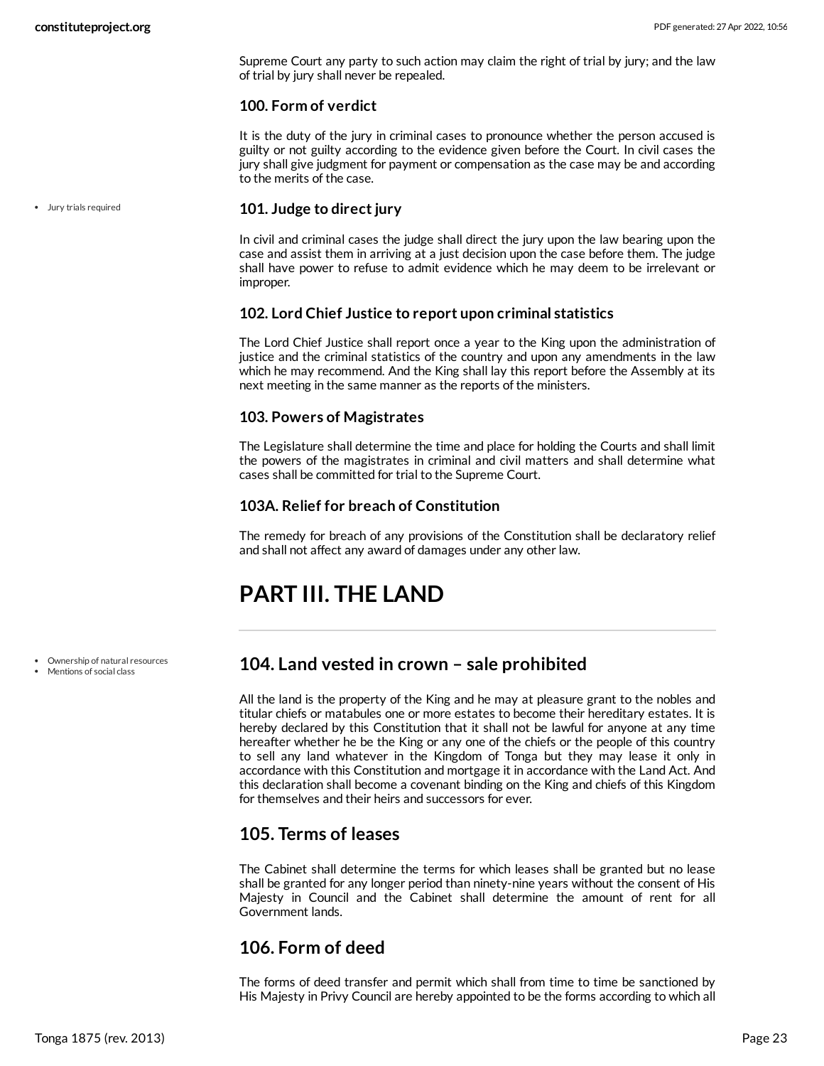Supreme Court any party to such action may claim the right of trial by jury; and the law of trial by jury shall never be repealed.

### 100. Form of verdict

It is the duty of the jury in criminal cases to pronounce whether the person accused is guilty or not guilty according to the evidence given before the Court. In civil cases the jury shall give judgment for payment or compensation as the case may be and according to the merits of the case.

- Jury trials required

### 101. Judge to direct jury

In civil and criminal cases the judge shall direct the jury upon the law bearing upon the case and assist them in arriving at a just decision upon the case before them. The judge shall have power to refuse to admit evidence which he may deem to be irrelevant or improper.

### 102. Lord Chief Justice to report upon criminal statistics

The Lord Chief Justice shall report once a year to the King upon the administration of justice and the criminal statistics of the country and upon any amendments in the law which he may recommend. And the King shall lay this report before the Assembly at its next meeting in the same manner as the reports of the ministers.

### 103. Powers of Magistrates

The Legislature shall determine the time and place for holding the Courts and shall limit the powers of the magistrates in criminal and civil matters and shall determine what cases shall be committed for trial to the Supreme Court.

### 103A. Relief for breach of Constitution

The remedy for breach of any provisions of the Constitution shall be declaratory relief and shall not affect any award of damages under any other law.

# PART III. THE LAND

- Ownership of natural resources
- Mentions of social class

## 104. Land vested in crown – sale prohibited

All the land is the property of the King and he may at pleasure grant to the nobles and titular chiefs or matabules one or more estates to become their hereditary estates. It is hereby declared by this Constitution that it shall not be lawful for anyone at any time hereafter whether he be the King or any one of the chiefs or the people of this country to sell any land whatever in the Kingdom of Tonga but they may lease it only in accordance with this Constitution and mortgage it in accordance with the Land Act. And this declaration shall become a covenant binding on the King and chiefs of this Kingdom for themselves and their heirs and successors for ever.

## 105. Terms of leases

The Cabinet shall determine the terms for which leases shall be granted but no lease shall be granted for any longer period than ninety-nine years without the consent of His Majesty in Council and the Cabinet shall determine the amount of rent for all Government lands.

## 106. Form of deed

The forms of deed transfer and permit which shall from time to time be sanctioned by His Majesty in Privy Council are hereby appointed to be the forms according to which all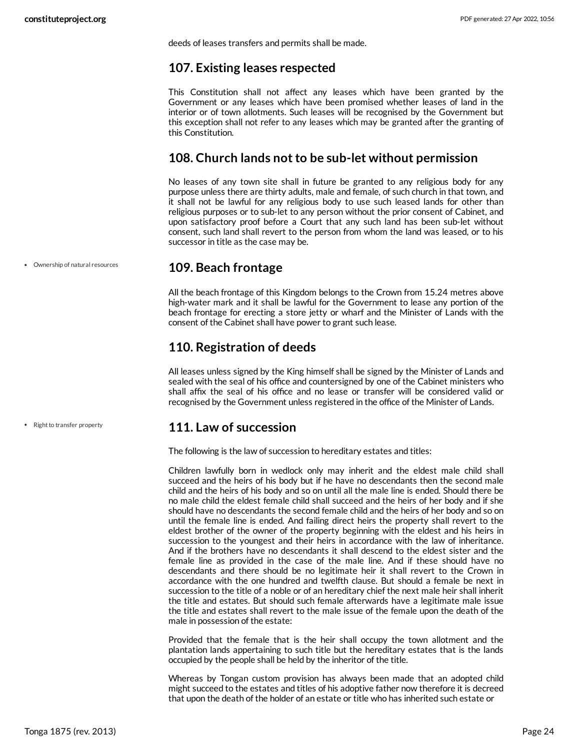deeds of leases transfers and permits shall be made.

## 107. Existing leases respected

This Constitution shall not affect any leases which have been granted by the Government or any leases which have been promised whether leases of land in the interior or of town allotments. Such leases will be recognised by the Government but this exception shall not refer to any leases which may be granted after the granting of this Constitution.

## 108. Church lands not to be sub-let without permission

No leases of any town site shall in future be granted to any religious body for any purpose unless there are thirty adults, male and female, of such church in that town, and it shall not be lawful for any religious body to use such leased lands for other than religious purposes or to sub-let to any person without the prior consent of Cabinet, and upon satisfactory proof before a Court that any such land has been sub-let without consent, such land shall revert to the person from whom the land was leased, or to his successor in title as the case may be.

- Ownership of natural resources

## 109. Beach frontage

All the beach frontage of this Kingdom belongs to the Crown from 15.24 metres above high-water mark and it shall be lawful for the Government to lease any portion of the beach frontage for erecting a store jetty or wharf and the Minister of Lands with the consent of the Cabinet shall have power to grant such lease.

## 110. Registration of deeds

All leases unless signed by the King himself shall be signed by the Minister of Lands and sealed with the seal of his office and countersigned by one of the Cabinet ministers who shall affix the seal of his office and no lease or transfer will be considered valid or recognised by the Government unless registered in the office of the Minister of Lands.

- Right to transfer property

## 111. Law of succession

The following is the law of succession to hereditary estates and titles:

Children lawfully born in wedlock only may inherit and the eldest male child shall succeed and the heirs of his body but if he have no descendants then the second male child and the heirs of his body and so on until all the male line is ended. Should there be no male child the eldest female child shall succeed and the heirs of her body and if she should have no descendants the second female child and the heirs of her body and so on until the female line is ended. And failing direct heirs the property shall revert to the eldest brother of the owner of the property beginning with the eldest and his heirs in succession to the youngest and their heirs in accordance with the law of inheritance. And if the brothers have no descendants it shall descend to the eldest sister and the female line as provided in the case of the male line. And if these should have no descendants and there should be no legitimate heir it shall revert to the Crown in accordance with the one hundred and twelfth clause. But should a female be next in succession to the title of a noble or of an hereditary chief the next male heir shall inherit the title and estates. But should such female afterwards have a legitimate male issue the title and estates shall revert to the male issue of the female upon the death of the male in possession of the estate:

Provided that the female that is the heir shall occupy the town allotment and the plantation lands appertaining to such title but the hereditary estates that is the lands occupied by the people shall be held by the inheritor of the title.

Whereas by Tongan custom provision has always been made that an adopted child might succeed to the estates and titles of his adoptive father now therefore it is decreed that upon the death of the holder of an estate or title who has inherited such estate or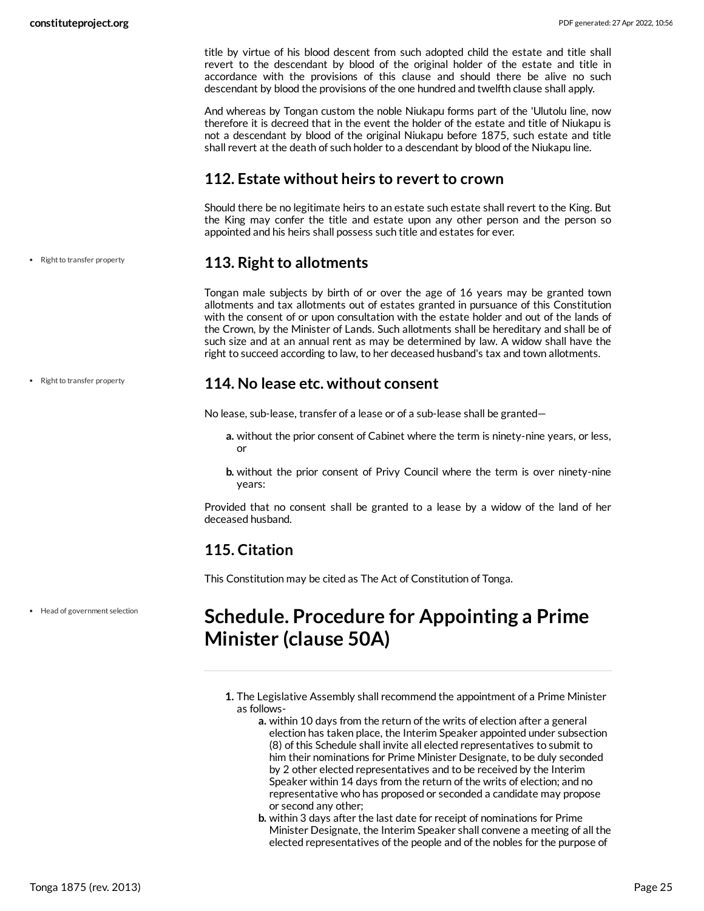title by virtue of his blood descent from such adopted child the estate and title shall revert to the descendant by blood of the original holder of the estate and title in accordance with the provisions of this clause and should there be alive no such descendant by blood the provisions of the one hundred and twelfth clause shall apply.

And whereas by Tongan custom the noble Niukapu forms part of the 'Ulutolu line, now therefore it is decreed that in the event the holder of the estate and title of Niukapu is not a descendant by blood of the original Niukapu before 1875, such estate and title shall revert at the death of such holder to a descendant by blood of the Niukapu line.

## 112. Estate without heirs to revert to crown

Should there be no legitimate heirs to an estate such estate shall revert to the King. But the King may confer the title and estate upon any other person and the person so appointed and his heirs shall possess such title and estates for ever.

- Right to transfer property

## 113. Right to allotments

Tongan male subjects by birth of or over the age of 16 years may be granted town allotments and tax allotments out of estates granted in pursuance of this Constitution with the consent of or upon consultation with the estate holder and out of the lands of the Crown, by the Minister of Lands. Such allotments shall be hereditary and shall be of such size and at an annual rent as may be determined by law. A widow shall have the right to succeed according to law, to her deceased husband's tax and town allotments.

- Right to transfer property

## 114. No lease etc. without consent

No lease, sub-lease, transfer of a lease or of a sub-lease shall be granted—

a. without the prior consent of Cabinet where the term is ninety-nine years, or less, or

b. without the prior consent of Privy Council where the term is over ninety-nine years:

Provided that no consent shall be granted to a lease by a widow of the land of her deceased husband.

## 115. Citation

This Constitution may be cited as The Act of Constitution of Tonga.

- Head of government selection

# Schedule. Procedure for Appointing a Prime Minister (clause 50A)

1. The Legislative Assembly shall recommend the appointment of a Prime Minister as follows-
   a. within 10 days from the return of the writs of election after a general election has taken place, the Interim Speaker appointed under subsection (8) of this Schedule shall invite all elected representatives to submit to him their nominations for Prime Minister Designate, to be duly seconded by 2 other elected representatives and to be received by the Interim Speaker within 14 days from the return of the writs of election; and no representative who has proposed or seconded a candidate may propose or second any other;
   b. within 3 days after the last date for receipt of nominations for Prime Minister Designate, the Interim Speaker shall convene a meeting of all the elected representatives of the people and of the nobles for the purpose of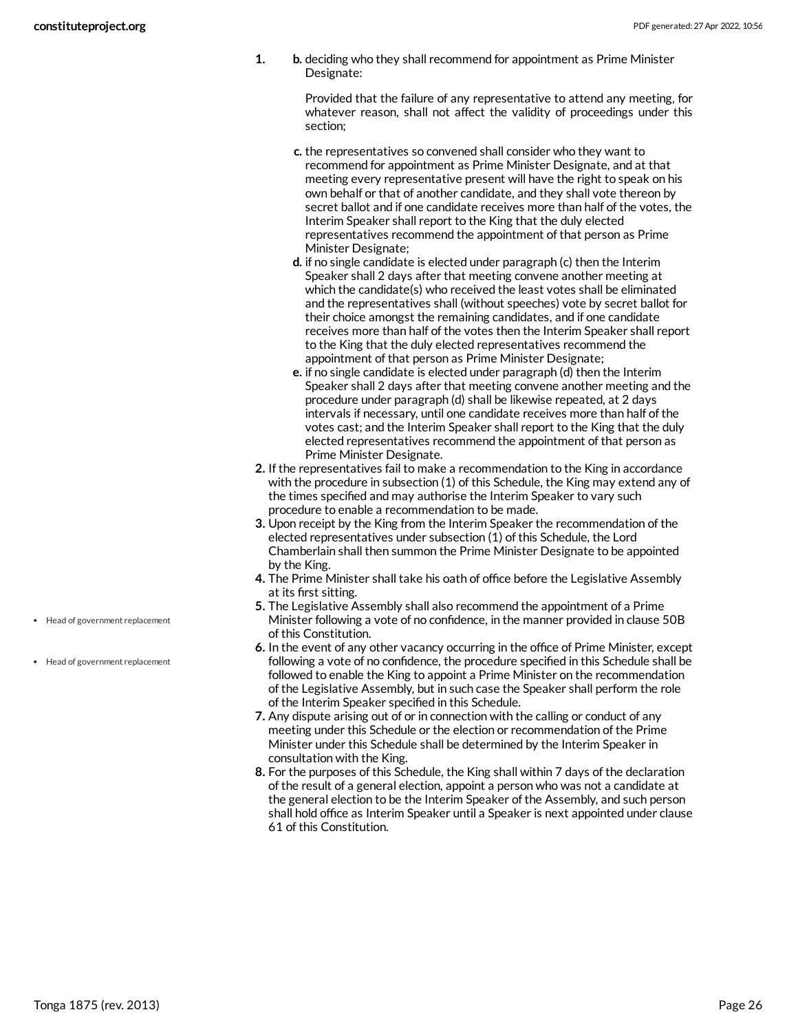1. b. deciding who they shall recommend for appointment as Prime Minister Designate:

   Provided that the failure of any representative to attend any meeting, for whatever reason, shall not affect the validity of proceedings under this section;

   c. the representatives so convened shall consider who they want to recommend for appointment as Prime Minister Designate, and at that meeting every representative present will have the right to speak on his own behalf or that of another candidate, and they shall vote thereon by secret ballot and if one candidate receives more than half of the votes, the Interim Speaker shall report to the King that the duly elected representatives recommend the appointment of that person as Prime Minister Designate;

   d. if no single candidate is elected under paragraph (c) then the Interim Speaker shall 2 days after that meeting convene another meeting at which the candidate(s) who received the least votes shall be eliminated and the representatives shall (without speeches) vote by secret ballot for their choice amongst the remaining candidates, and if one candidate receives more than half of the votes then the Interim Speaker shall report to the King that the duly elected representatives recommend the appointment of that person as Prime Minister Designate;

   e. if no single candidate is elected under paragraph (d) then the Interim Speaker shall 2 days after that meeting convene another meeting and the procedure under paragraph (d) shall be likewise repeated, at 2 days intervals if necessary, until one candidate receives more than half of the votes cast; and the Interim Speaker shall report to the King that the duly elected representatives recommend the appointment of that person as Prime Minister Designate.

2. If the representatives fail to make a recommendation to the King in accordance with the procedure in subsection (1) of this Schedule, the King may extend any of the times specified and may authorise the Interim Speaker to vary such procedure to enable a recommendation to be made.
3. Upon receipt by the King from the Interim Speaker the recommendation of the elected representatives under subsection (1) of this Schedule, the Lord Chamberlain shall then summon the Prime Minister Designate to be appointed by the King.
4. The Prime Minister shall take his oath of office before the Legislative Assembly at its first sitting.
5. The Legislative Assembly shall also recommend the appointment of a Prime Minister following a vote of no confidence, in the manner provided in clause 50B of this Constitution.
6. In the event of any other vacancy occurring in the office of Prime Minister, except following a vote of no confidence, the procedure specified in this Schedule shall be followed to enable the King to appoint a Prime Minister on the recommendation of the Legislative Assembly, but in such case the Speaker shall perform the role of the Interim Speaker specified in this Schedule.
7. Any dispute arising out of or in connection with the calling or conduct of any meeting under this Schedule or the election or recommendation of the Prime Minister under this Schedule shall be determined by the Interim Speaker in consultation with the King.
8. For the purposes of this Schedule, the King shall within 7 days of the declaration of the result of a general election, appoint a person who was not a candidate at the general election to be the Interim Speaker of the Assembly, and such person shall hold office as Interim Speaker until a Speaker is next appointed under clause 61 of this Constitution.

- Head of government replacement
- Head of government replacement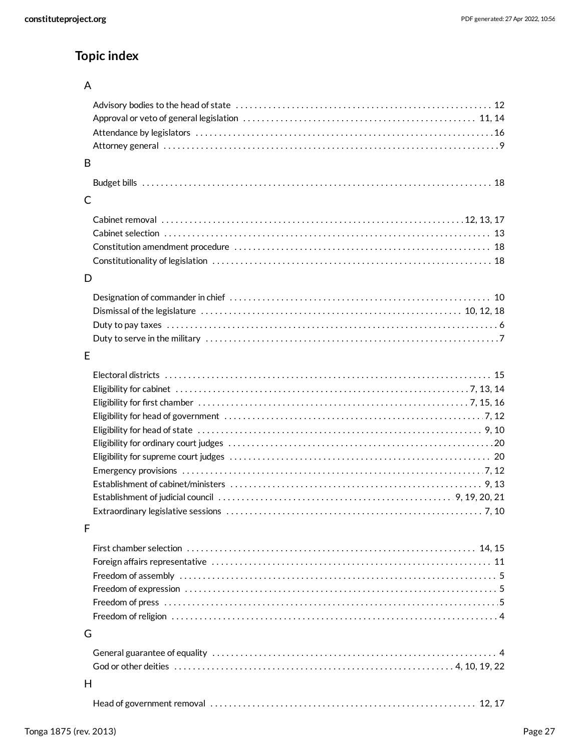## Topic index

### A

- Advisory bodies to the head of state ........ 12
- Approval or veto of general legislation ........ 11, 14
- Attendance by legislators ........ 16
- Attorney general ........ 9

### B

- Budget bills ........ 18

### C

- Cabinet removal ........ 12, 13, 17
- Cabinet selection ........ 13
- Constitution amendment procedure ........ 18
- Constitutionality of legislation ........ 18

### D

- Designation of commander in chief ........ 10
- Dismissal of the legislature ........ 10, 12, 18
- Duty to pay taxes ........ 6
- Duty to serve in the military ........ 7

### E

- Electoral districts ........ 15
- Eligibility for cabinet ........ 7, 13, 14
- Eligibility for first chamber ........ 7, 15, 16
- Eligibility for head of government ........ 7, 12
- Eligibility for head of state ........ 9, 10
- Eligibility for ordinary court judges ........ 20
- Eligibility for supreme court judges ........ 20
- Emergency provisions ........ 7, 12
- Establishment of cabinet/ministers ........ 9, 13
- Establishment of judicial council ........ 9, 19, 20, 21
- Extraordinary legislative sessions ........ 7, 10

### F

- First chamber selection ........ 14, 15
- Foreign affairs representative ........ 11
- Freedom of assembly ........ 5
- Freedom of expression ........ 5
- Freedom of press ........ 5
- Freedom of religion ........ 4

### G

- General guarantee of equality ........ 4
- God or other deities ........ 4, 10, 19, 22

### H

- Head of government removal ........ 12, 17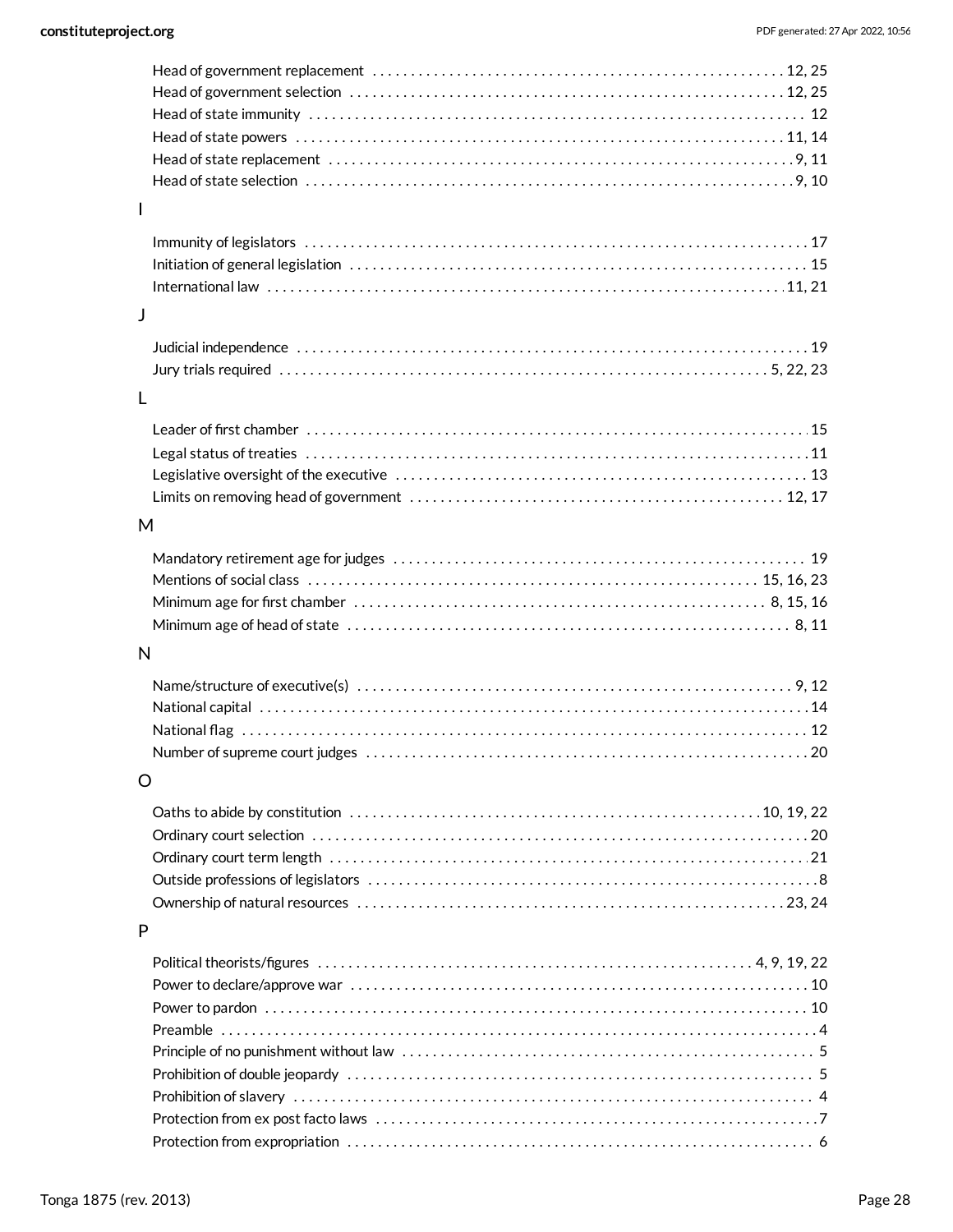Head of government replacement . . . . . . . . . . . . . . . . . . . . . . . . . . . . . . . . . . . . . . . . . . . . . . . . . . . . . 12, 25
Head of government selection . . . . . . . . . . . . . . . . . . . . . . . . . . . . . . . . . . . . . . . . . . . . . . . . . . . . . . . . 12, 25
Head of state immunity . . . . . . . . . . . . . . . . . . . . . . . . . . . . . . . . . . . . . . . . . . . . . . . . . . . . . . . . . . . . . . . 12
Head of state powers . . . . . . . . . . . . . . . . . . . . . . . . . . . . . . . . . . . . . . . . . . . . . . . . . . . . . . . . . . . . . . . 11, 14
Head of state replacement . . . . . . . . . . . . . . . . . . . . . . . . . . . . . . . . . . . . . . . . . . . . . . . . . . . . . . . . . . . . 9, 11
Head of state selection . . . . . . . . . . . . . . . . . . . . . . . . . . . . . . . . . . . . . . . . . . . . . . . . . . . . . . . . . . . . . . . 9, 10

I

Immunity of legislators . . . . . . . . . . . . . . . . . . . . . . . . . . . . . . . . . . . . . . . . . . . . . . . . . . . . . . . . . . . . . . . . 17
Initiation of general legislation . . . . . . . . . . . . . . . . . . . . . . . . . . . . . . . . . . . . . . . . . . . . . . . . . . . . . . . . . . 15
International law . . . . . . . . . . . . . . . . . . . . . . . . . . . . . . . . . . . . . . . . . . . . . . . . . . . . . . . . . . . . . . . . . . . 11, 21

J

Judicial independence . . . . . . . . . . . . . . . . . . . . . . . . . . . . . . . . . . . . . . . . . . . . . . . . . . . . . . . . . . . . . . . . . 19
Jury trials required . . . . . . . . . . . . . . . . . . . . . . . . . . . . . . . . . . . . . . . . . . . . . . . . . . . . . . . . . . . . . . . 5, 22, 23

L

Leader of first chamber . . . . . . . . . . . . . . . . . . . . . . . . . . . . . . . . . . . . . . . . . . . . . . . . . . . . . . . . . . . . . . . . 15
Legal status of treaties . . . . . . . . . . . . . . . . . . . . . . . . . . . . . . . . . . . . . . . . . . . . . . . . . . . . . . . . . . . . . . . . . 11
Legislative oversight of the executive . . . . . . . . . . . . . . . . . . . . . . . . . . . . . . . . . . . . . . . . . . . . . . . . . . . . . 13
Limits on removing head of government . . . . . . . . . . . . . . . . . . . . . . . . . . . . . . . . . . . . . . . . . . . . . . . . . 12, 17

M

Mandatory retirement age for judges . . . . . . . . . . . . . . . . . . . . . . . . . . . . . . . . . . . . . . . . . . . . . . . . . . . . . . 19
Mentions of social class . . . . . . . . . . . . . . . . . . . . . . . . . . . . . . . . . . . . . . . . . . . . . . . . . . . . . . . . . . . 15, 16, 23
Minimum age for first chamber . . . . . . . . . . . . . . . . . . . . . . . . . . . . . . . . . . . . . . . . . . . . . . . . . . . . . . 8, 15, 16
Minimum age of head of state . . . . . . . . . . . . . . . . . . . . . . . . . . . . . . . . . . . . . . . . . . . . . . . . . . . . . . . . . . 8, 11

N

Name/structure of executive(s) . . . . . . . . . . . . . . . . . . . . . . . . . . . . . . . . . . . . . . . . . . . . . . . . . . . . . . . . . 9, 12
National capital . . . . . . . . . . . . . . . . . . . . . . . . . . . . . . . . . . . . . . . . . . . . . . . . . . . . . . . . . . . . . . . . . . . . . . 14
National flag . . . . . . . . . . . . . . . . . . . . . . . . . . . . . . . . . . . . . . . . . . . . . . . . . . . . . . . . . . . . . . . . . . . . . . . . 12
Number of supreme court judges . . . . . . . . . . . . . . . . . . . . . . . . . . . . . . . . . . . . . . . . . . . . . . . . . . . . . . . . . 20

O

Oaths to abide by constitution . . . . . . . . . . . . . . . . . . . . . . . . . . . . . . . . . . . . . . . . . . . . . . . . . . . . . 10, 19, 22
Ordinary court selection . . . . . . . . . . . . . . . . . . . . . . . . . . . . . . . . . . . . . . . . . . . . . . . . . . . . . . . . . . . . . . . . 20
Ordinary court term length . . . . . . . . . . . . . . . . . . . . . . . . . . . . . . . . . . . . . . . . . . . . . . . . . . . . . . . . . . . . . . 21
Outside professions of legislators . . . . . . . . . . . . . . . . . . . . . . . . . . . . . . . . . . . . . . . . . . . . . . . . . . . . . . . . . 8
Ownership of natural resources . . . . . . . . . . . . . . . . . . . . . . . . . . . . . . . . . . . . . . . . . . . . . . . . . . . . . . . . 23, 24

P

Political theorists/figures . . . . . . . . . . . . . . . . . . . . . . . . . . . . . . . . . . . . . . . . . . . . . . . . . . . . . . . . . 4, 9, 19, 22
Power to declare/approve war . . . . . . . . . . . . . . . . . . . . . . . . . . . . . . . . . . . . . . . . . . . . . . . . . . . . . . . . . . . 10
Power to pardon . . . . . . . . . . . . . . . . . . . . . . . . . . . . . . . . . . . . . . . . . . . . . . . . . . . . . . . . . . . . . . . . . . . . . . 10
Preamble . . . . . . . . . . . . . . . . . . . . . . . . . . . . . . . . . . . . . . . . . . . . . . . . . . . . . . . . . . . . . . . . . . . . . . . . . . . . 4
Principle of no punishment without law . . . . . . . . . . . . . . . . . . . . . . . . . . . . . . . . . . . . . . . . . . . . . . . . . . . . 5
Prohibition of double jeopardy . . . . . . . . . . . . . . . . . . . . . . . . . . . . . . . . . . . . . . . . . . . . . . . . . . . . . . . . . . . 5
Prohibition of slavery . . . . . . . . . . . . . . . . . . . . . . . . . . . . . . . . . . . . . . . . . . . . . . . . . . . . . . . . . . . . . . . . . . . 4
Protection from ex post facto laws . . . . . . . . . . . . . . . . . . . . . . . . . . . . . . . . . . . . . . . . . . . . . . . . . . . . . . . . 7
Protection from expropriation . . . . . . . . . . . . . . . . . . . . . . . . . . . . . . . . . . . . . . . . . . . . . . . . . . . . . . . . . . . . 6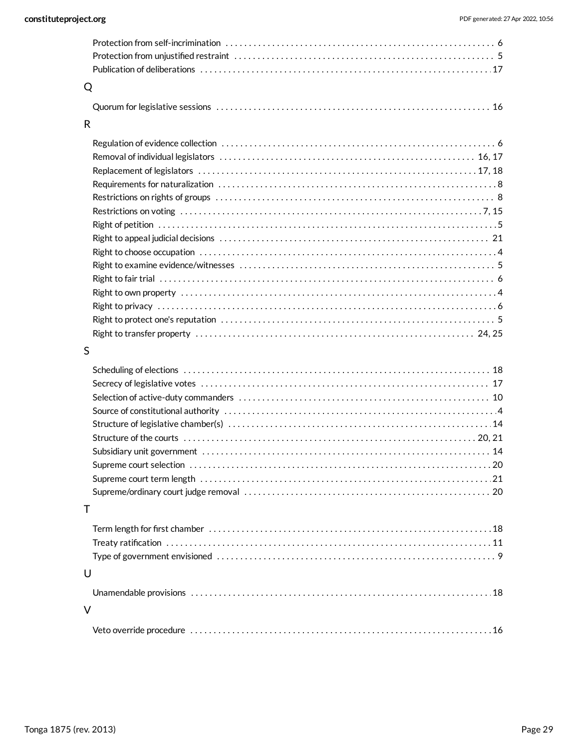Protection from self-incrimination . . . . . . . . . . . . . . . . . . . . . . . . . . . . . . . . . . . . . . . . . . . . . . . . . . . . . . . . . . . . 6
Protection from unjustified restraint . . . . . . . . . . . . . . . . . . . . . . . . . . . . . . . . . . . . . . . . . . . . . . . . . . . . . . . . . 5
Publication of deliberations . . . . . . . . . . . . . . . . . . . . . . . . . . . . . . . . . . . . . . . . . . . . . . . . . . . . . . . . . . . . . . . 17

## Q

Quorum for legislative sessions . . . . . . . . . . . . . . . . . . . . . . . . . . . . . . . . . . . . . . . . . . . . . . . . . . . . . . . . . . . 16

## R

Regulation of evidence collection . . . . . . . . . . . . . . . . . . . . . . . . . . . . . . . . . . . . . . . . . . . . . . . . . . . . . . . . . . . 6
Removal of individual legislators . . . . . . . . . . . . . . . . . . . . . . . . . . . . . . . . . . . . . . . . . . . . . . . . . . . . . . . . 16, 17
Replacement of legislators . . . . . . . . . . . . . . . . . . . . . . . . . . . . . . . . . . . . . . . . . . . . . . . . . . . . . . . . . . . . . 17, 18
Requirements for naturalization . . . . . . . . . . . . . . . . . . . . . . . . . . . . . . . . . . . . . . . . . . . . . . . . . . . . . . . . . . . . 8
Restrictions on rights of groups . . . . . . . . . . . . . . . . . . . . . . . . . . . . . . . . . . . . . . . . . . . . . . . . . . . . . . . . . . . . 8
Restrictions on voting . . . . . . . . . . . . . . . . . . . . . . . . . . . . . . . . . . . . . . . . . . . . . . . . . . . . . . . . . . . . . . . . . 7, 15
Right of petition . . . . . . . . . . . . . . . . . . . . . . . . . . . . . . . . . . . . . . . . . . . . . . . . . . . . . . . . . . . . . . . . . . . . . . . 5
Right to appeal judicial decisions . . . . . . . . . . . . . . . . . . . . . . . . . . . . . . . . . . . . . . . . . . . . . . . . . . . . . . . . . . 21
Right to choose occupation . . . . . . . . . . . . . . . . . . . . . . . . . . . . . . . . . . . . . . . . . . . . . . . . . . . . . . . . . . . . . . . 4
Right to examine evidence/witnesses . . . . . . . . . . . . . . . . . . . . . . . . . . . . . . . . . . . . . . . . . . . . . . . . . . . . . . . . 5
Right to fair trial . . . . . . . . . . . . . . . . . . . . . . . . . . . . . . . . . . . . . . . . . . . . . . . . . . . . . . . . . . . . . . . . . . . . . . . 6
Right to own property . . . . . . . . . . . . . . . . . . . . . . . . . . . . . . . . . . . . . . . . . . . . . . . . . . . . . . . . . . . . . . . . . . . 4
Right to privacy . . . . . . . . . . . . . . . . . . . . . . . . . . . . . . . . . . . . . . . . . . . . . . . . . . . . . . . . . . . . . . . . . . . . . . . 6
Right to protect one's reputation . . . . . . . . . . . . . . . . . . . . . . . . . . . . . . . . . . . . . . . . . . . . . . . . . . . . . . . . . . . 5
Right to transfer property . . . . . . . . . . . . . . . . . . . . . . . . . . . . . . . . . . . . . . . . . . . . . . . . . . . . . . . . . . . . . 24, 25

## S

Scheduling of elections . . . . . . . . . . . . . . . . . . . . . . . . . . . . . . . . . . . . . . . . . . . . . . . . . . . . . . . . . . . . . . . . . 18
Secrecy of legislative votes . . . . . . . . . . . . . . . . . . . . . . . . . . . . . . . . . . . . . . . . . . . . . . . . . . . . . . . . . . . . . . 17
Selection of active-duty commanders . . . . . . . . . . . . . . . . . . . . . . . . . . . . . . . . . . . . . . . . . . . . . . . . . . . . . . . 10
Source of constitutional authority . . . . . . . . . . . . . . . . . . . . . . . . . . . . . . . . . . . . . . . . . . . . . . . . . . . . . . . . . . . 4
Structure of legislative chamber(s) . . . . . . . . . . . . . . . . . . . . . . . . . . . . . . . . . . . . . . . . . . . . . . . . . . . . . . . . . 14
Structure of the courts . . . . . . . . . . . . . . . . . . . . . . . . . . . . . . . . . . . . . . . . . . . . . . . . . . . . . . . . . . . . . . . . 20, 21
Subsidiary unit government . . . . . . . . . . . . . . . . . . . . . . . . . . . . . . . . . . . . . . . . . . . . . . . . . . . . . . . . . . . . . . 14
Supreme court selection . . . . . . . . . . . . . . . . . . . . . . . . . . . . . . . . . . . . . . . . . . . . . . . . . . . . . . . . . . . . . . . . . 20
Supreme court term length . . . . . . . . . . . . . . . . . . . . . . . . . . . . . . . . . . . . . . . . . . . . . . . . . . . . . . . . . . . . . . . 21
Supreme/ordinary court judge removal . . . . . . . . . . . . . . . . . . . . . . . . . . . . . . . . . . . . . . . . . . . . . . . . . . . . . . 20

## T

Term length for first chamber . . . . . . . . . . . . . . . . . . . . . . . . . . . . . . . . . . . . . . . . . . . . . . . . . . . . . . . . . . . . 18
Treaty ratification . . . . . . . . . . . . . . . . . . . . . . . . . . . . . . . . . . . . . . . . . . . . . . . . . . . . . . . . . . . . . . . . . . . . . 11
Type of government envisioned . . . . . . . . . . . . . . . . . . . . . . . . . . . . . . . . . . . . . . . . . . . . . . . . . . . . . . . . . . . . 9

## U

Unamendable provisions . . . . . . . . . . . . . . . . . . . . . . . . . . . . . . . . . . . . . . . . . . . . . . . . . . . . . . . . . . . . . . . . 18

## V

Veto override procedure . . . . . . . . . . . . . . . . . . . . . . . . . . . . . . . . . . . . . . . . . . . . . . . . . . . . . . . . . . . . . . . . 16